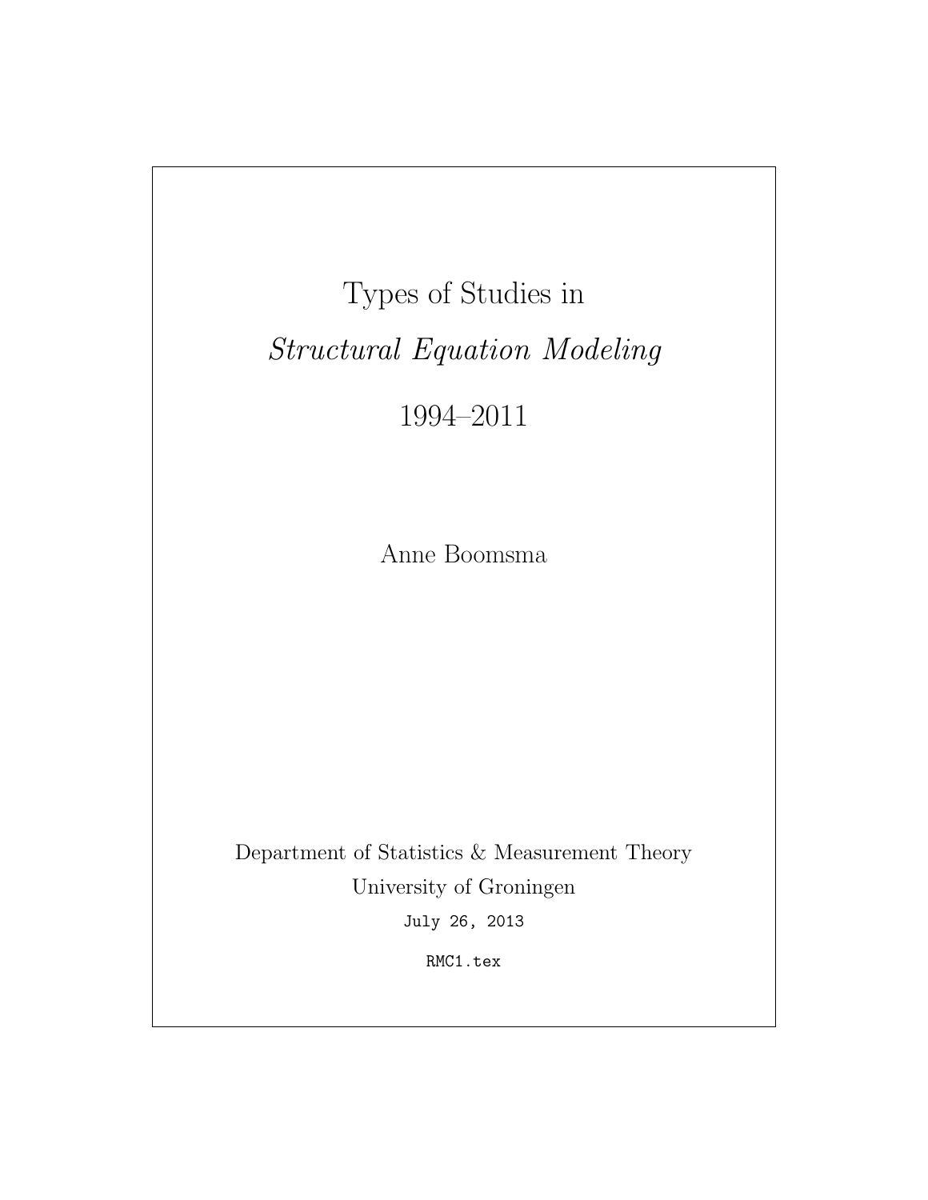# Types of Studies in

# *Structural Equation Modeling*

# 1994–2011

Anne Boomsma

Department of Statistics & Measurement Theory

University of Groningen

July 26, 2013

RMC1.tex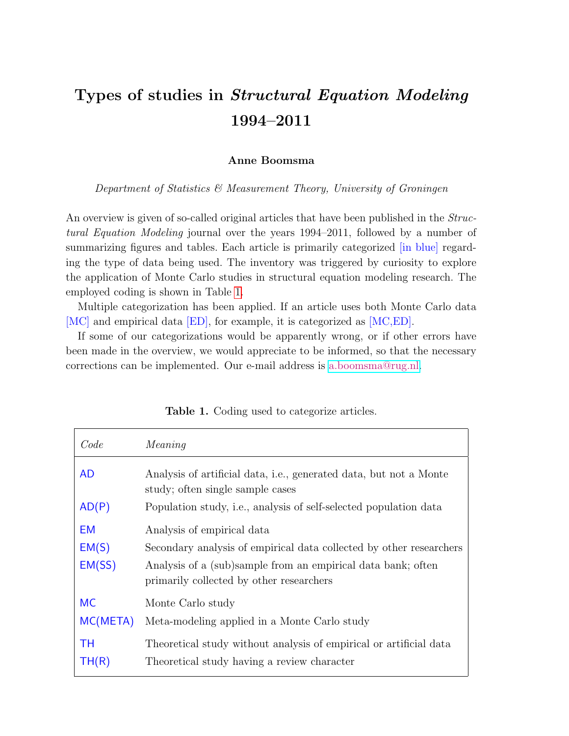# Types of studies in *Structural Equation Modeling* 1994–2011

**Anne Boomsma**

*Department of Statistics & Measurement Theory, University of Groningen*

An overview is given of so-called original articles that have been published in the *Structural Equation Modeling* journal over the years 1994–2011, followed by a number of summarizing figures and tables. Each article is primarily categorized [in blue] regarding the type of data being used. The inventory was triggered by curiosity to explore the application of Monte Carlo studies in structural equation modeling research. The employed coding is shown in Table 1.

Multiple categorization has been applied. If an article uses both Monte Carlo data [MC] and empirical data [ED], for example, it is categorized as [MC,ED].

If some of our categorizations would be apparently wrong, or if other errors have been made in the overview, we would appreciate to be informed, so that the necessary corrections can be implemented. Our e-mail address is a.boomsma@rug.nl.

**Table 1.** Coding used to categorize articles.

| *Code* | *Meaning* |
|---|---|
| AD | Analysis of artificial data, i.e., generated data, but not a Monte study; often single sample cases |
| AD(P) | Population study, i.e., analysis of self-selected population data |
| EM | Analysis of empirical data |
| EM(S) | Secondary analysis of empirical data collected by other researchers |
| EM(SS) | Analysis of a (sub)sample from an empirical data bank; often primarily collected by other researchers |
| MC | Monte Carlo study |
| MC(META) | Meta-modeling applied in a Monte Carlo study |
| TH | Theoretical study without analysis of empirical or artificial data |
| TH(R) | Theoretical study having a review character |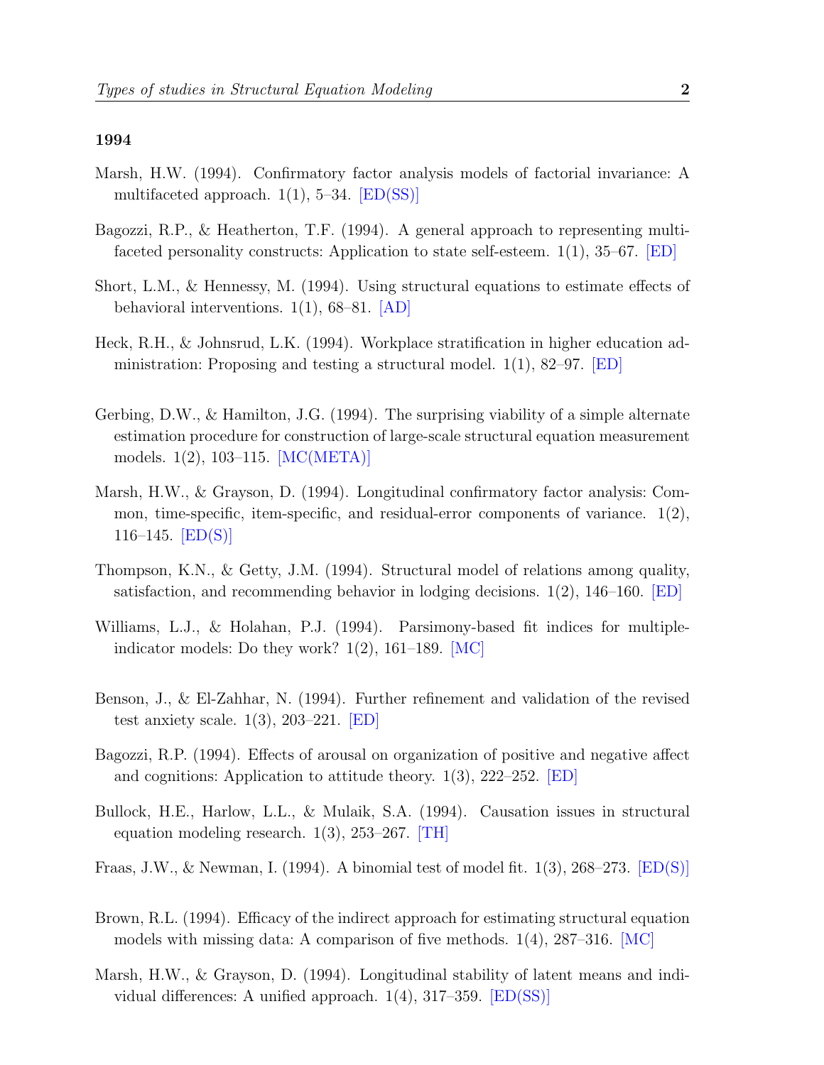**1994**

Marsh, H.W. (1994). Confirmatory factor analysis models of factorial invariance: A multifaceted approach. 1(1), 5–34. [ED(SS)]

Bagozzi, R.P., & Heatherton, T.F. (1994). A general approach to representing multifaceted personality constructs: Application to state self-esteem. 1(1), 35–67. [ED]

Short, L.M., & Hennessy, M. (1994). Using structural equations to estimate effects of behavioral interventions. 1(1), 68–81. [AD]

Heck, R.H., & Johnsrud, L.K. (1994). Workplace stratification in higher education administration: Proposing and testing a structural model. 1(1), 82–97. [ED]

Gerbing, D.W., & Hamilton, J.G. (1994). The surprising viability of a simple alternate estimation procedure for construction of large-scale structural equation measurement models. 1(2), 103–115. [MC(META)]

Marsh, H.W., & Grayson, D. (1994). Longitudinal confirmatory factor analysis: Common, time-specific, item-specific, and residual-error components of variance. 1(2), 116–145. [ED(S)]

Thompson, K.N., & Getty, J.M. (1994). Structural model of relations among quality, satisfaction, and recommending behavior in lodging decisions. 1(2), 146–160. [ED]

Williams, L.J., & Holahan, P.J. (1994). Parsimony-based fit indices for multiple-indicator models: Do they work? 1(2), 161–189. [MC]

Benson, J., & El-Zahhar, N. (1994). Further refinement and validation of the revised test anxiety scale. 1(3), 203–221. [ED]

Bagozzi, R.P. (1994). Effects of arousal on organization of positive and negative affect and cognitions: Application to attitude theory. 1(3), 222–252. [ED]

Bullock, H.E., Harlow, L.L., & Mulaik, S.A. (1994). Causation issues in structural equation modeling research. 1(3), 253–267. [TH]

Fraas, J.W., & Newman, I. (1994). A binomial test of model fit. 1(3), 268–273. [ED(S)]

Brown, R.L. (1994). Efficacy of the indirect approach for estimating structural equation models with missing data: A comparison of five methods. 1(4), 287–316. [MC]

Marsh, H.W., & Grayson, D. (1994). Longitudinal stability of latent means and individual differences: A unified approach. 1(4), 317–359. [ED(SS)]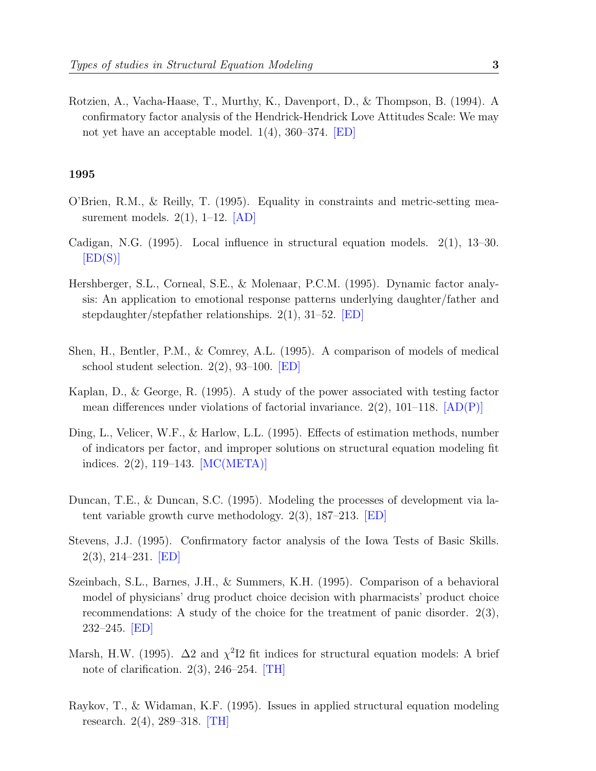Rotzien, A., Vacha-Haase, T., Murthy, K., Davenport, D., & Thompson, B. (1994). A confirmatory factor analysis of the Hendrick-Hendrick Love Attitudes Scale: We may not yet have an acceptable model. 1(4), 360–374. [ED]

## 1995

O'Brien, R.M., & Reilly, T. (1995). Equality in constraints and metric-setting measurement models. 2(1), 1–12. [AD]

Cadigan, N.G. (1995). Local influence in structural equation models. 2(1), 13–30. [ED(S)]

Hershberger, S.L., Corneal, S.E., & Molenaar, P.C.M. (1995). Dynamic factor analysis: An application to emotional response patterns underlying daughter/father and stepdaughter/stepfather relationships. 2(1), 31–52. [ED]

Shen, H., Bentler, P.M., & Comrey, A.L. (1995). A comparison of models of medical school student selection. 2(2), 93–100. [ED]

Kaplan, D., & George, R. (1995). A study of the power associated with testing factor mean differences under violations of factorial invariance. 2(2), 101–118. [AD(P)]

Ding, L., Velicer, W.F., & Harlow, L.L. (1995). Effects of estimation methods, number of indicators per factor, and improper solutions on structural equation modeling fit indices. 2(2), 119–143. [MC(META)]

Duncan, T.E., & Duncan, S.C. (1995). Modeling the processes of development via latent variable growth curve methodology. 2(3), 187–213. [ED]

Stevens, J.J. (1995). Confirmatory factor analysis of the Iowa Tests of Basic Skills. 2(3), 214–231. [ED]

Szeinbach, S.L., Barnes, J.H., & Summers, K.H. (1995). Comparison of a behavioral model of physicians' drug product choice decision with pharmacists' product choice recommendations: A study of the choice for the treatment of panic disorder. 2(3), 232–245. [ED]

Marsh, H.W. (1995). $\Delta 2$ and $\chi^2$I2 fit indices for structural equation models: A brief note of clarification. 2(3), 246–254. [TH]

Raykov, T., & Widaman, K.F. (1995). Issues in applied structural equation modeling research. 2(4), 289–318. [TH]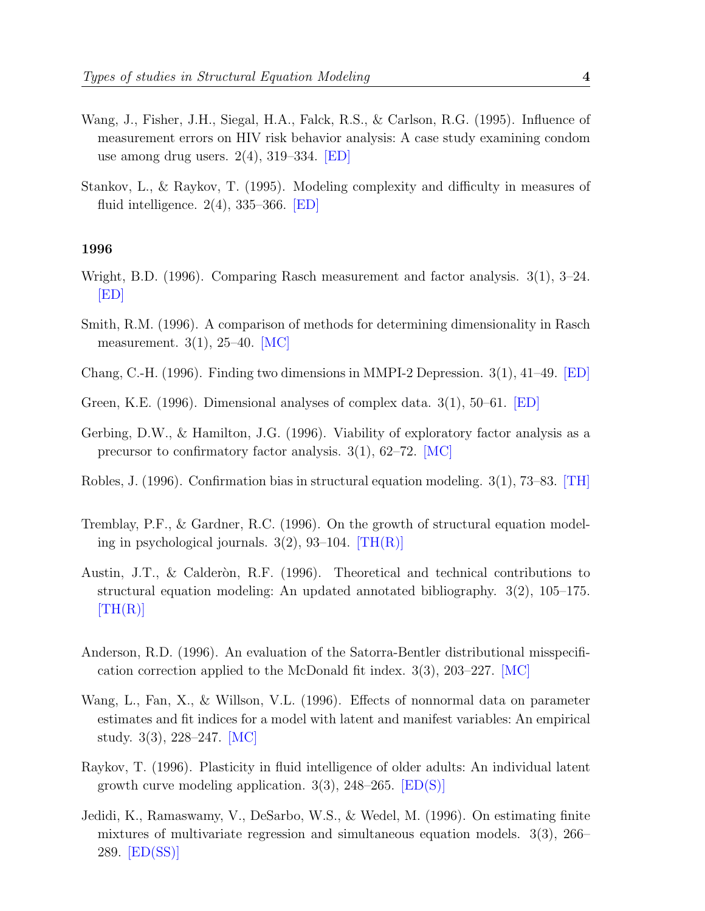Wang, J., Fisher, J.H., Siegal, H.A., Falck, R.S., & Carlson, R.G. (1995). Influence of measurement errors on HIV risk behavior analysis: A case study examining condom use among drug users. 2(4), 319–334. [ED]

Stankov, L., & Raykov, T. (1995). Modeling complexity and difficulty in measures of fluid intelligence. 2(4), 335–366. [ED]

**1996**

Wright, B.D. (1996). Comparing Rasch measurement and factor analysis. 3(1), 3–24. [ED]

Smith, R.M. (1996). A comparison of methods for determining dimensionality in Rasch measurement. 3(1), 25–40. [MC]

Chang, C.-H. (1996). Finding two dimensions in MMPI-2 Depression. 3(1), 41–49. [ED]

Green, K.E. (1996). Dimensional analyses of complex data. 3(1), 50–61. [ED]

Gerbing, D.W., & Hamilton, J.G. (1996). Viability of exploratory factor analysis as a precursor to confirmatory factor analysis. 3(1), 62–72. [MC]

Robles, J. (1996). Confirmation bias in structural equation modeling. 3(1), 73–83. [TH]

Tremblay, P.F., & Gardner, R.C. (1996). On the growth of structural equation modeling in psychological journals. 3(2), 93–104. [TH(R)]

Austin, J.T., & Calderòn, R.F. (1996). Theoretical and technical contributions to structural equation modeling: An updated annotated bibliography. 3(2), 105–175. [TH(R)]

Anderson, R.D. (1996). An evaluation of the Satorra-Bentler distributional misspecification correction applied to the McDonald fit index. 3(3), 203–227. [MC]

Wang, L., Fan, X., & Willson, V.L. (1996). Effects of nonnormal data on parameter estimates and fit indices for a model with latent and manifest variables: An empirical study. 3(3), 228–247. [MC]

Raykov, T. (1996). Plasticity in fluid intelligence of older adults: An individual latent growth curve modeling application. 3(3), 248–265. [ED(S)]

Jedidi, K., Ramaswamy, V., DeSarbo, W.S., & Wedel, M. (1996). On estimating finite mixtures of multivariate regression and simultaneous equation models. 3(3), 266–289. [ED(SS)]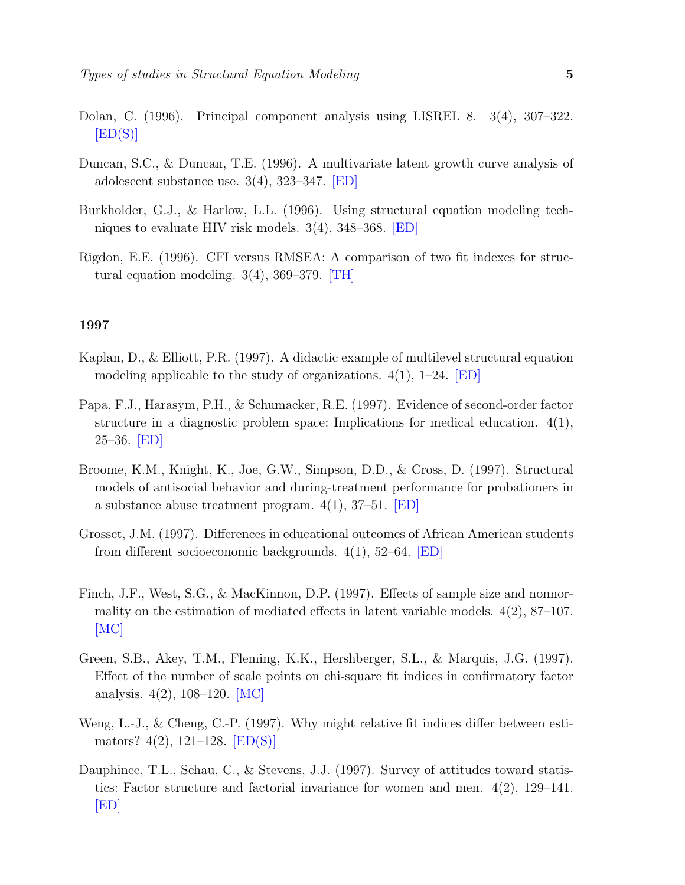Dolan, C. (1996). Principal component analysis using LISREL 8. 3(4), 307–322. [ED(S)]

Duncan, S.C., & Duncan, T.E. (1996). A multivariate latent growth curve analysis of adolescent substance use. 3(4), 323–347. [ED]

Burkholder, G.J., & Harlow, L.L. (1996). Using structural equation modeling techniques to evaluate HIV risk models. 3(4), 348–368. [ED]

Rigdon, E.E. (1996). CFI versus RMSEA: A comparison of two fit indexes for structural equation modeling. 3(4), 369–379. [TH]

**1997**

Kaplan, D., & Elliott, P.R. (1997). A didactic example of multilevel structural equation modeling applicable to the study of organizations. 4(1), 1–24. [ED]

Papa, F.J., Harasym, P.H., & Schumacker, R.E. (1997). Evidence of second-order factor structure in a diagnostic problem space: Implications for medical education. 4(1), 25–36. [ED]

Broome, K.M., Knight, K., Joe, G.W., Simpson, D.D., & Cross, D. (1997). Structural models of antisocial behavior and during-treatment performance for probationers in a substance abuse treatment program. 4(1), 37–51. [ED]

Grosset, J.M. (1997). Differences in educational outcomes of African American students from different socioeconomic backgrounds. 4(1), 52–64. [ED]

Finch, J.F., West, S.G., & MacKinnon, D.P. (1997). Effects of sample size and nonnormality on the estimation of mediated effects in latent variable models. 4(2), 87–107. [MC]

Green, S.B., Akey, T.M., Fleming, K.K., Hershberger, S.L., & Marquis, J.G. (1997). Effect of the number of scale points on chi-square fit indices in confirmatory factor analysis. 4(2), 108–120. [MC]

Weng, L.-J., & Cheng, C.-P. (1997). Why might relative fit indices differ between estimators? 4(2), 121–128. [ED(S)]

Dauphinee, T.L., Schau, C., & Stevens, J.J. (1997). Survey of attitudes toward statistics: Factor structure and factorial invariance for women and men. 4(2), 129–141. [ED]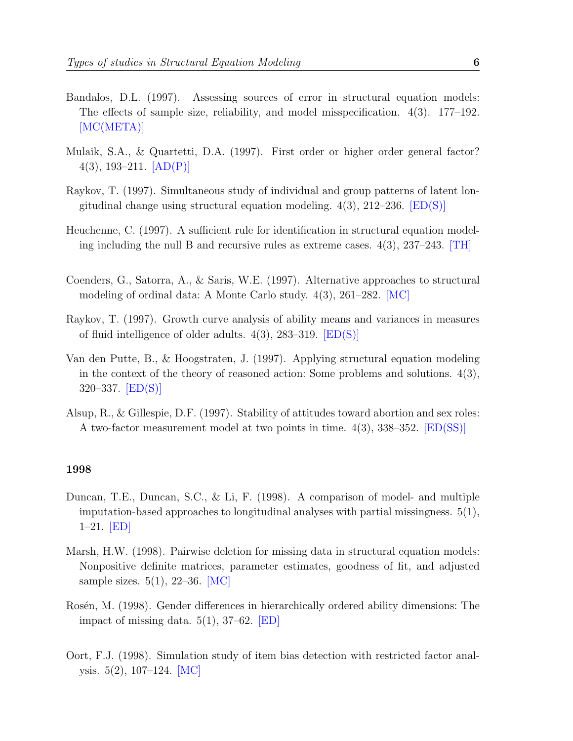Bandalos, D.L. (1997). Assessing sources of error in structural equation models: The effects of sample size, reliability, and model misspecification. 4(3). 177–192. [MC(META)]

Mulaik, S.A., & Quartetti, D.A. (1997). First order or higher order general factor? 4(3), 193–211. [AD(P)]

Raykov, T. (1997). Simultaneous study of individual and group patterns of latent longitudinal change using structural equation modeling. 4(3), 212–236. [ED(S)]

Heuchenne, C. (1997). A sufficient rule for identification in structural equation modeling including the null B and recursive rules as extreme cases. 4(3), 237–243. [TH]

Coenders, G., Satorra, A., & Saris, W.E. (1997). Alternative approaches to structural modeling of ordinal data: A Monte Carlo study. 4(3), 261–282. [MC]

Raykov, T. (1997). Growth curve analysis of ability means and variances in measures of fluid intelligence of older adults. 4(3), 283–319. [ED(S)]

Van den Putte, B., & Hoogstraten, J. (1997). Applying structural equation modeling in the context of the theory of reasoned action: Some problems and solutions. 4(3), 320–337. [ED(S)]

Alsup, R., & Gillespie, D.F. (1997). Stability of attitudes toward abortion and sex roles: A two-factor measurement model at two points in time. 4(3), 338–352. [ED(SS)]

### 1998

Duncan, T.E., Duncan, S.C., & Li, F. (1998). A comparison of model- and multiple imputation-based approaches to longitudinal analyses with partial missingness. 5(1), 1–21. [ED]

Marsh, H.W. (1998). Pairwise deletion for missing data in structural equation models: Nonpositive definite matrices, parameter estimates, goodness of fit, and adjusted sample sizes. 5(1), 22–36. [MC]

Rosén, M. (1998). Gender differences in hierarchically ordered ability dimensions: The impact of missing data. 5(1), 37–62. [ED]

Oort, F.J. (1998). Simulation study of item bias detection with restricted factor analysis. 5(2), 107–124. [MC]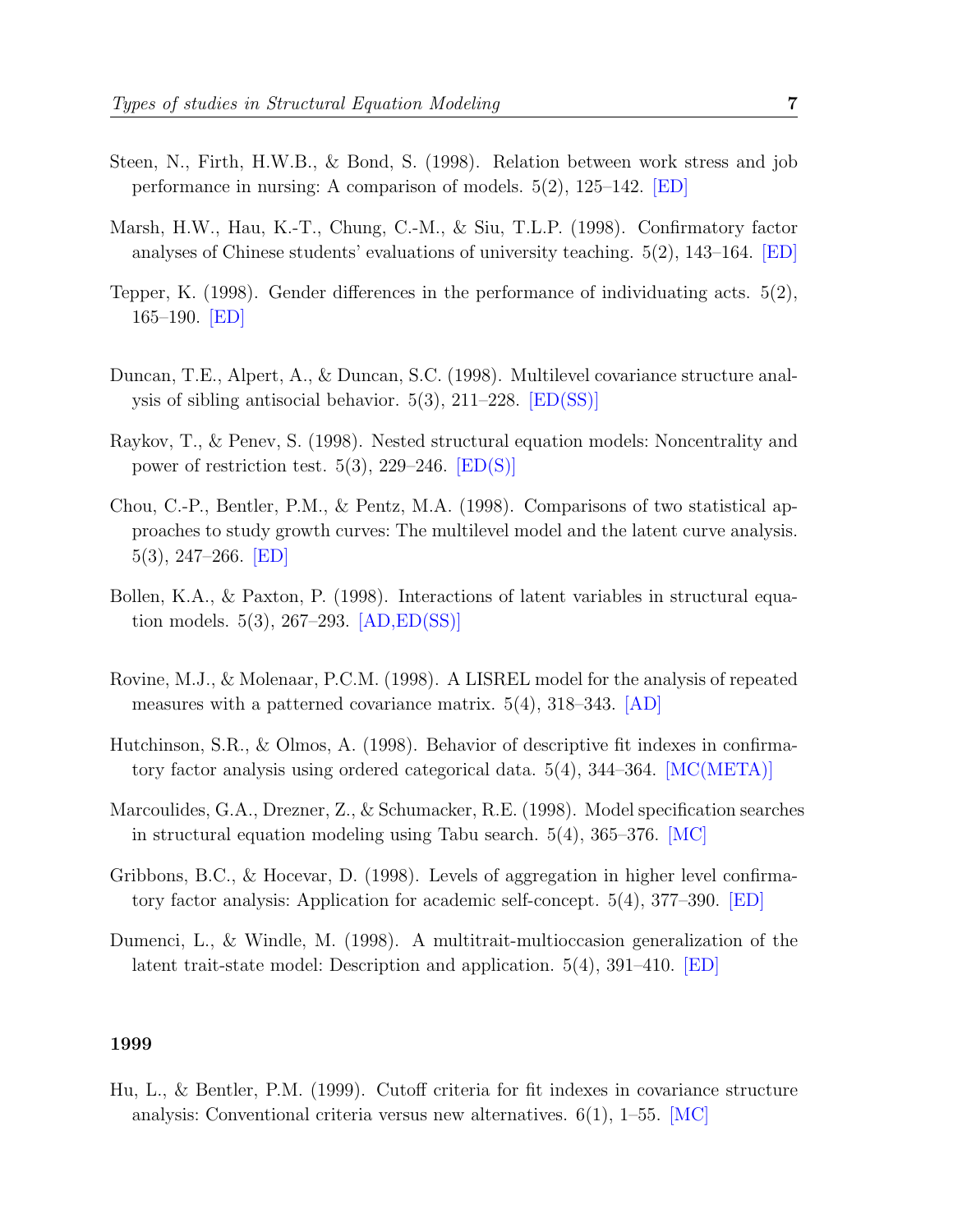Steen, N., Firth, H.W.B., & Bond, S. (1998). Relation between work stress and job performance in nursing: A comparison of models. 5(2), 125–142. [ED]

Marsh, H.W., Hau, K.-T., Chung, C.-M., & Siu, T.L.P. (1998). Confirmatory factor analyses of Chinese students' evaluations of university teaching. 5(2), 143–164. [ED]

Tepper, K. (1998). Gender differences in the performance of individuating acts. 5(2), 165–190. [ED]

Duncan, T.E., Alpert, A., & Duncan, S.C. (1998). Multilevel covariance structure analysis of sibling antisocial behavior. 5(3), 211–228. [ED(SS)]

Raykov, T., & Penev, S. (1998). Nested structural equation models: Noncentrality and power of restriction test. 5(3), 229–246. [ED(S)]

Chou, C.-P., Bentler, P.M., & Pentz, M.A. (1998). Comparisons of two statistical approaches to study growth curves: The multilevel model and the latent curve analysis. 5(3), 247–266. [ED]

Bollen, K.A., & Paxton, P. (1998). Interactions of latent variables in structural equation models. 5(3), 267–293. [AD,ED(SS)]

Rovine, M.J., & Molenaar, P.C.M. (1998). A LISREL model for the analysis of repeated measures with a patterned covariance matrix. 5(4), 318–343. [AD]

Hutchinson, S.R., & Olmos, A. (1998). Behavior of descriptive fit indexes in confirmatory factor analysis using ordered categorical data. 5(4), 344–364. [MC(META)]

Marcoulides, G.A., Drezner, Z., & Schumacker, R.E. (1998). Model specification searches in structural equation modeling using Tabu search. 5(4), 365–376. [MC]

Gribbons, B.C., & Hocevar, D. (1998). Levels of aggregation in higher level confirmatory factor analysis: Application for academic self-concept. 5(4), 377–390. [ED]

Dumenci, L., & Windle, M. (1998). A multitrait-multioccasion generalization of the latent trait-state model: Description and application. 5(4), 391–410. [ED]

**1999**

Hu, L., & Bentler, P.M. (1999). Cutoff criteria for fit indexes in covariance structure analysis: Conventional criteria versus new alternatives. 6(1), 1–55. [MC]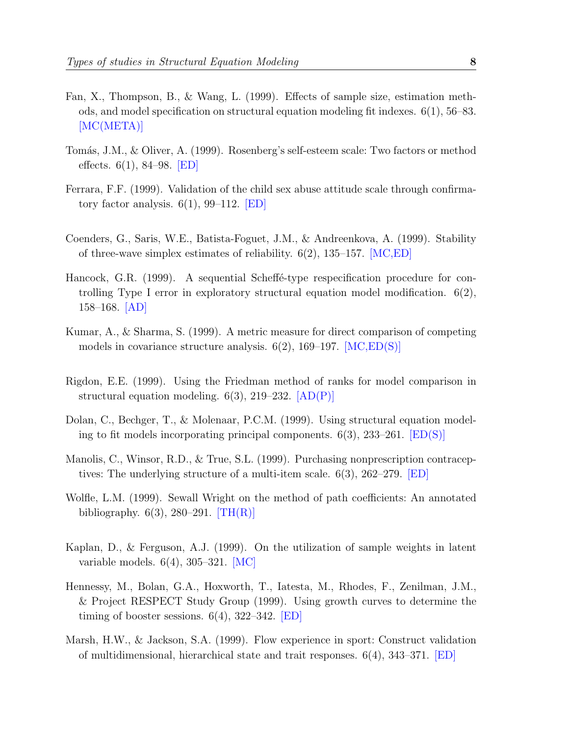Fan, X., Thompson, B., & Wang, L. (1999). Effects of sample size, estimation methods, and model specification on structural equation modeling fit indexes. 6(1), 56–83. [MC(META)]

Tomás, J.M., & Oliver, A. (1999). Rosenberg's self-esteem scale: Two factors or method effects. 6(1), 84–98. [ED]

Ferrara, F.F. (1999). Validation of the child sex abuse attitude scale through confirmatory factor analysis. 6(1), 99–112. [ED]

Coenders, G., Saris, W.E., Batista-Foguet, J.M., & Andreenkova, A. (1999). Stability of three-wave simplex estimates of reliability. 6(2), 135–157. [MC,ED]

Hancock, G.R. (1999). A sequential Scheffé-type respecification procedure for controlling Type I error in exploratory structural equation model modification. 6(2), 158–168. [AD]

Kumar, A., & Sharma, S. (1999). A metric measure for direct comparison of competing models in covariance structure analysis. 6(2), 169–197. [MC,ED(S)]

Rigdon, E.E. (1999). Using the Friedman method of ranks for model comparison in structural equation modeling. 6(3), 219–232. [AD(P)]

Dolan, C., Bechger, T., & Molenaar, P.C.M. (1999). Using structural equation modeling to fit models incorporating principal components. 6(3), 233–261. [ED(S)]

Manolis, C., Winsor, R.D., & True, S.L. (1999). Purchasing nonprescription contraceptives: The underlying structure of a multi-item scale. 6(3), 262–279. [ED]

Wolfle, L.M. (1999). Sewall Wright on the method of path coefficients: An annotated bibliography. 6(3), 280–291. [TH(R)]

Kaplan, D., & Ferguson, A.J. (1999). On the utilization of sample weights in latent variable models. 6(4), 305–321. [MC]

Hennessy, M., Bolan, G.A., Hoxworth, T., Iatesta, M., Rhodes, F., Zenilman, J.M., & Project RESPECT Study Group (1999). Using growth curves to determine the timing of booster sessions. 6(4), 322–342. [ED]

Marsh, H.W., & Jackson, S.A. (1999). Flow experience in sport: Construct validation of multidimensional, hierarchical state and trait responses. 6(4), 343–371. [ED]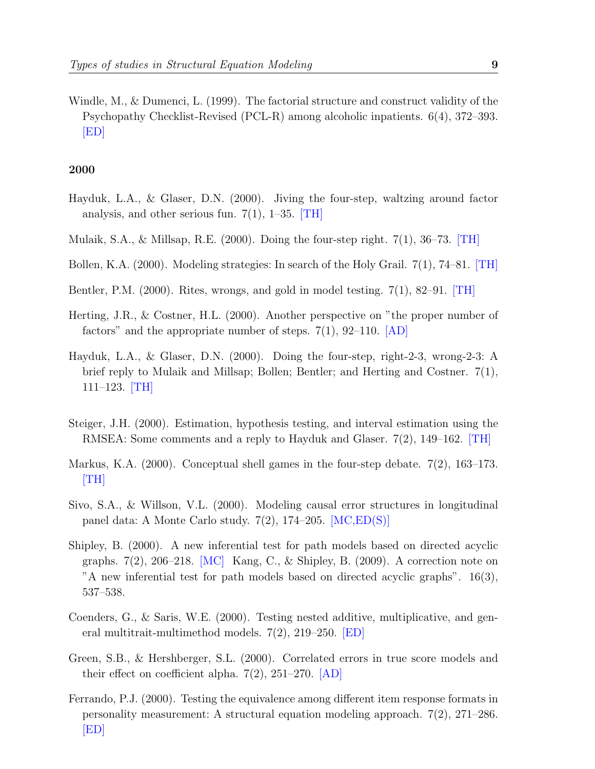Windle, M., & Dumenci, L. (1999). The factorial structure and construct validity of the Psychopathy Checklist-Revised (PCL-R) among alcoholic inpatients. 6(4), 372–393. [ED]

### 2000

Hayduk, L.A., & Glaser, D.N. (2000). Jiving the four-step, waltzing around factor analysis, and other serious fun. 7(1), 1–35. [TH]

Mulaik, S.A., & Millsap, R.E. (2000). Doing the four-step right. 7(1), 36–73. [TH]

Bollen, K.A. (2000). Modeling strategies: In search of the Holy Grail. 7(1), 74–81. [TH]

Bentler, P.M. (2000). Rites, wrongs, and gold in model testing. 7(1), 82–91. [TH]

Herting, J.R., & Costner, H.L. (2000). Another perspective on "the proper number of factors" and the appropriate number of steps. 7(1), 92–110. [AD]

Hayduk, L.A., & Glaser, D.N. (2000). Doing the four-step, right-2-3, wrong-2-3: A brief reply to Mulaik and Millsap; Bollen; Bentler; and Herting and Costner. 7(1), 111–123. [TH]

Steiger, J.H. (2000). Estimation, hypothesis testing, and interval estimation using the RMSEA: Some comments and a reply to Hayduk and Glaser. 7(2), 149–162. [TH]

Markus, K.A. (2000). Conceptual shell games in the four-step debate. 7(2), 163–173. [TH]

Sivo, S.A., & Willson, V.L. (2000). Modeling causal error structures in longitudinal panel data: A Monte Carlo study. 7(2), 174–205. [MC,ED(S)]

Shipley, B. (2000). A new inferential test for path models based on directed acyclic graphs. 7(2), 206–218. [MC] Kang, C., & Shipley, B. (2009). A correction note on "A new inferential test for path models based on directed acyclic graphs". 16(3), 537–538.

Coenders, G., & Saris, W.E. (2000). Testing nested additive, multiplicative, and general multitrait-multimethod models. 7(2), 219–250. [ED]

Green, S.B., & Hershberger, S.L. (2000). Correlated errors in true score models and their effect on coefficient alpha. 7(2), 251–270. [AD]

Ferrando, P.J. (2000). Testing the equivalence among different item response formats in personality measurement: A structural equation modeling approach. 7(2), 271–286. [ED]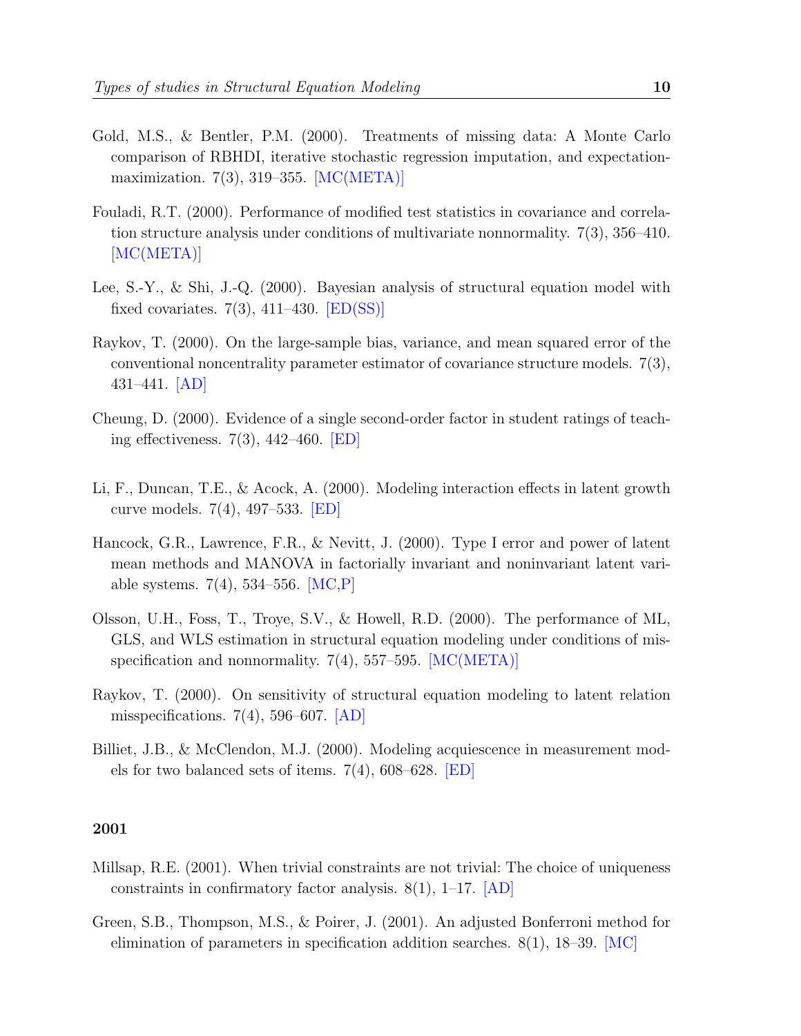Gold, M.S., & Bentler, P.M. (2000). Treatments of missing data: A Monte Carlo comparison of RBHDI, iterative stochastic regression imputation, and expectation-maximization. 7(3), 319–355. [MC(META)]

Fouladi, R.T. (2000). Performance of modified test statistics in covariance and correlation structure analysis under conditions of multivariate nonnormality. 7(3), 356–410. [MC(META)]

Lee, S.-Y., & Shi, J.-Q. (2000). Bayesian analysis of structural equation model with fixed covariates. 7(3), 411–430. [ED(SS)]

Raykov, T. (2000). On the large-sample bias, variance, and mean squared error of the conventional noncentrality parameter estimator of covariance structure models. 7(3), 431–441. [AD]

Cheung, D. (2000). Evidence of a single second-order factor in student ratings of teaching effectiveness. 7(3), 442–460. [ED]

Li, F., Duncan, T.E., & Acock, A. (2000). Modeling interaction effects in latent growth curve models. 7(4), 497–533. [ED]

Hancock, G.R., Lawrence, F.R., & Nevitt, J. (2000). Type I error and power of latent mean methods and MANOVA in factorially invariant and noninvariant latent variable systems. 7(4), 534–556. [MC,P]

Olsson, U.H., Foss, T., Troye, S.V., & Howell, R.D. (2000). The performance of ML, GLS, and WLS estimation in structural equation modeling under conditions of misspecification and nonnormality. 7(4), 557–595. [MC(META)]

Raykov, T. (2000). On sensitivity of structural equation modeling to latent relation misspecifications. 7(4), 596–607. [AD]

Billiet, J.B., & McClendon, M.J. (2000). Modeling acquiescence in measurement models for two balanced sets of items. 7(4), 608–628. [ED]

**2001**

Millsap, R.E. (2001). When trivial constraints are not trivial: The choice of uniqueness constraints in confirmatory factor analysis. 8(1), 1–17. [AD]

Green, S.B., Thompson, M.S., & Poirer, J. (2001). An adjusted Bonferroni method for elimination of parameters in specification addition searches. 8(1), 18–39. [MC]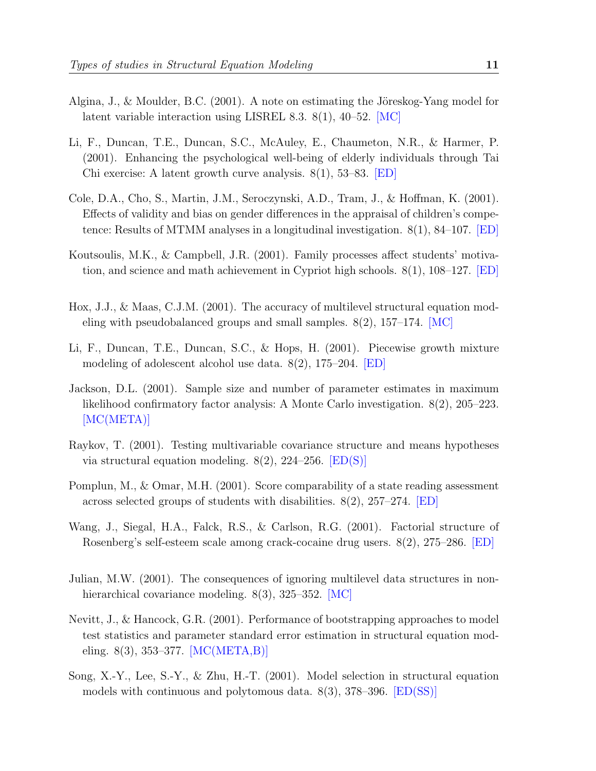Algina, J., & Moulder, B.C. (2001). A note on estimating the Jöreskog-Yang model for latent variable interaction using LISREL 8.3. 8(1), 40–52. [MC]

Li, F., Duncan, T.E., Duncan, S.C., McAuley, E., Chaumeton, N.R., & Harmer, P. (2001). Enhancing the psychological well-being of elderly individuals through Tai Chi exercise: A latent growth curve analysis. 8(1), 53–83. [ED]

Cole, D.A., Cho, S., Martin, J.M., Seroczynski, A.D., Tram, J., & Hoffman, K. (2001). Effects of validity and bias on gender differences in the appraisal of children's competence: Results of MTMM analyses in a longitudinal investigation. 8(1), 84–107. [ED]

Koutsoulis, M.K., & Campbell, J.R. (2001). Family processes affect students' motivation, and science and math achievement in Cypriot high schools. 8(1), 108–127. [ED]

Hox, J.J., & Maas, C.J.M. (2001). The accuracy of multilevel structural equation modeling with pseudobalanced groups and small samples. 8(2), 157–174. [MC]

Li, F., Duncan, T.E., Duncan, S.C., & Hops, H. (2001). Piecewise growth mixture modeling of adolescent alcohol use data. 8(2), 175–204. [ED]

Jackson, D.L. (2001). Sample size and number of parameter estimates in maximum likelihood confirmatory factor analysis: A Monte Carlo investigation. 8(2), 205–223. [MC(META)]

Raykov, T. (2001). Testing multivariable covariance structure and means hypotheses via structural equation modeling. 8(2), 224–256. [ED(S)]

Pomplun, M., & Omar, M.H. (2001). Score comparability of a state reading assessment across selected groups of students with disabilities. 8(2), 257–274. [ED]

Wang, J., Siegal, H.A., Falck, R.S., & Carlson, R.G. (2001). Factorial structure of Rosenberg's self-esteem scale among crack-cocaine drug users. 8(2), 275–286. [ED]

Julian, M.W. (2001). The consequences of ignoring multilevel data structures in nonhierarchical covariance modeling. 8(3), 325–352. [MC]

Nevitt, J., & Hancock, G.R. (2001). Performance of bootstrapping approaches to model test statistics and parameter standard error estimation in structural equation modeling. 8(3), 353–377. [MC(META,B)]

Song, X.-Y., Lee, S.-Y., & Zhu, H.-T. (2001). Model selection in structural equation models with continuous and polytomous data. 8(3), 378–396. [ED(SS)]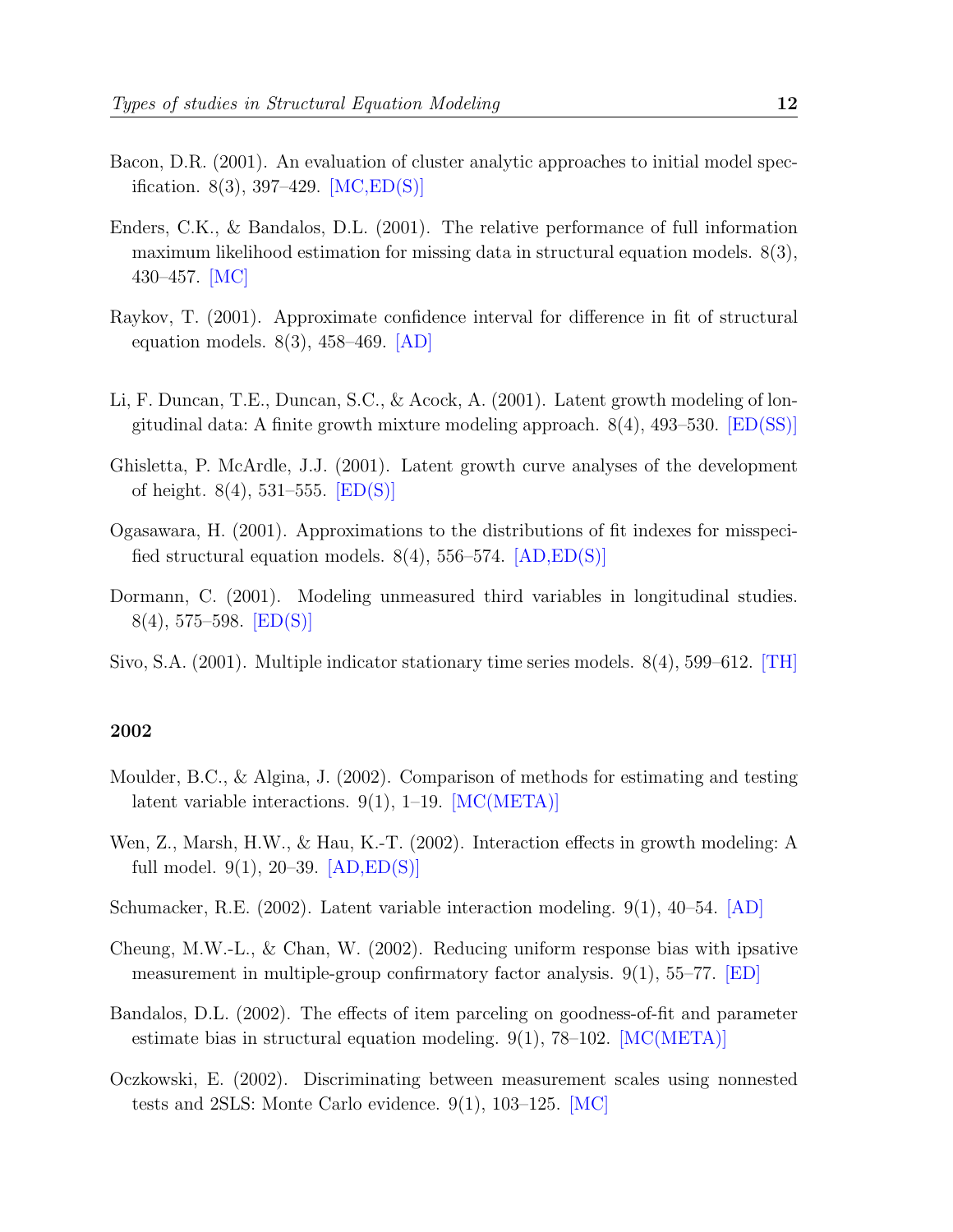Bacon, D.R. (2001). An evaluation of cluster analytic approaches to initial model specification. 8(3), 397–429. [MC,ED(S)]

Enders, C.K., & Bandalos, D.L. (2001). The relative performance of full information maximum likelihood estimation for missing data in structural equation models. 8(3), 430–457. [MC]

Raykov, T. (2001). Approximate confidence interval for difference in fit of structural equation models. 8(3), 458–469. [AD]

Li, F. Duncan, T.E., Duncan, S.C., & Acock, A. (2001). Latent growth modeling of longitudinal data: A finite growth mixture modeling approach. 8(4), 493–530. [ED(SS)]

Ghisletta, P. McArdle, J.J. (2001). Latent growth curve analyses of the development of height. 8(4), 531–555. [ED(S)]

Ogasawara, H. (2001). Approximations to the distributions of fit indexes for misspecified structural equation models. 8(4), 556–574. [AD,ED(S)]

Dormann, C. (2001). Modeling unmeasured third variables in longitudinal studies. 8(4), 575–598. [ED(S)]

Sivo, S.A. (2001). Multiple indicator stationary time series models. 8(4), 599–612. [TH]

## 2002

Moulder, B.C., & Algina, J. (2002). Comparison of methods for estimating and testing latent variable interactions. 9(1), 1–19. [MC(META)]

Wen, Z., Marsh, H.W., & Hau, K.-T. (2002). Interaction effects in growth modeling: A full model. 9(1), 20–39. [AD,ED(S)]

Schumacker, R.E. (2002). Latent variable interaction modeling. 9(1), 40–54. [AD]

Cheung, M.W.-L., & Chan, W. (2002). Reducing uniform response bias with ipsative measurement in multiple-group confirmatory factor analysis. 9(1), 55–77. [ED]

Bandalos, D.L. (2002). The effects of item parceling on goodness-of-fit and parameter estimate bias in structural equation modeling. 9(1), 78–102. [MC(META)]

Oczkowski, E. (2002). Discriminating between measurement scales using nonnested tests and 2SLS: Monte Carlo evidence. 9(1), 103–125. [MC]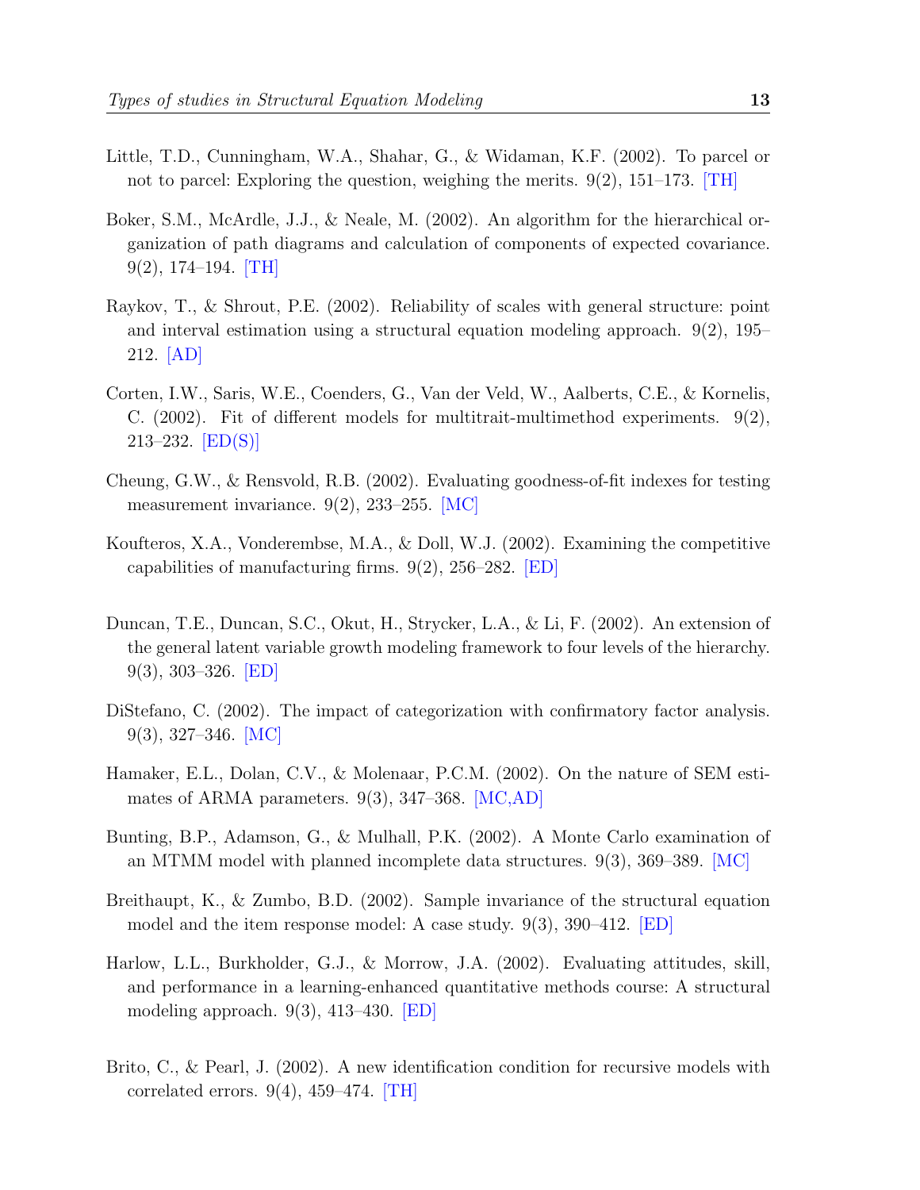Little, T.D., Cunningham, W.A., Shahar, G., & Widaman, K.F. (2002). To parcel or not to parcel: Exploring the question, weighing the merits. 9(2), 151–173. [TH]

Boker, S.M., McArdle, J.J., & Neale, M. (2002). An algorithm for the hierarchical organization of path diagrams and calculation of components of expected covariance. 9(2), 174–194. [TH]

Raykov, T., & Shrout, P.E. (2002). Reliability of scales with general structure: point and interval estimation using a structural equation modeling approach. 9(2), 195–212. [AD]

Corten, I.W., Saris, W.E., Coenders, G., Van der Veld, W., Aalberts, C.E., & Kornelis, C. (2002). Fit of different models for multitrait-multimethod experiments. 9(2), 213–232. [ED(S)]

Cheung, G.W., & Rensvold, R.B. (2002). Evaluating goodness-of-fit indexes for testing measurement invariance. 9(2), 233–255. [MC]

Koufteros, X.A., Vonderembse, M.A., & Doll, W.J. (2002). Examining the competitive capabilities of manufacturing firms. 9(2), 256–282. [ED]

Duncan, T.E., Duncan, S.C., Okut, H., Strycker, L.A., & Li, F. (2002). An extension of the general latent variable growth modeling framework to four levels of the hierarchy. 9(3), 303–326. [ED]

DiStefano, C. (2002). The impact of categorization with confirmatory factor analysis. 9(3), 327–346. [MC]

Hamaker, E.L., Dolan, C.V., & Molenaar, P.C.M. (2002). On the nature of SEM estimates of ARMA parameters. 9(3), 347–368. [MC,AD]

Bunting, B.P., Adamson, G., & Mulhall, P.K. (2002). A Monte Carlo examination of an MTMM model with planned incomplete data structures. 9(3), 369–389. [MC]

Breithaupt, K., & Zumbo, B.D. (2002). Sample invariance of the structural equation model and the item response model: A case study. 9(3), 390–412. [ED]

Harlow, L.L., Burkholder, G.J., & Morrow, J.A. (2002). Evaluating attitudes, skill, and performance in a learning-enhanced quantitative methods course: A structural modeling approach. 9(3), 413–430. [ED]

Brito, C., & Pearl, J. (2002). A new identification condition for recursive models with correlated errors. 9(4), 459–474. [TH]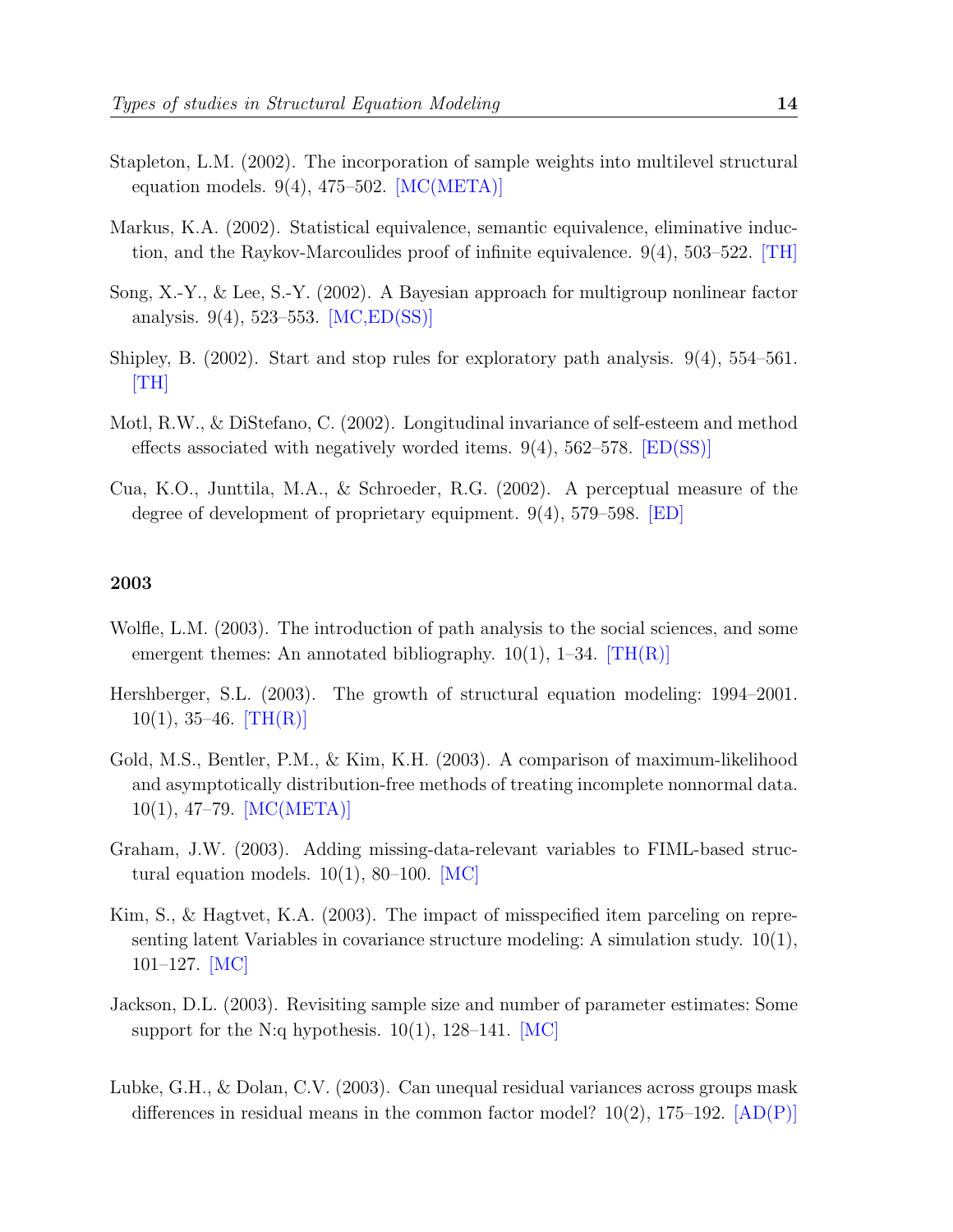Stapleton, L.M. (2002). The incorporation of sample weights into multilevel structural equation models. 9(4), 475–502. [MC(META)]

Markus, K.A. (2002). Statistical equivalence, semantic equivalence, eliminative induction, and the Raykov-Marcoulides proof of infinite equivalence. 9(4), 503–522. [TH]

Song, X.-Y., & Lee, S.-Y. (2002). A Bayesian approach for multigroup nonlinear factor analysis. 9(4), 523–553. [MC,ED(SS)]

Shipley, B. (2002). Start and stop rules for exploratory path analysis. 9(4), 554–561. [TH]

Motl, R.W., & DiStefano, C. (2002). Longitudinal invariance of self-esteem and method effects associated with negatively worded items. 9(4), 562–578. [ED(SS)]

Cua, K.O., Junttila, M.A., & Schroeder, R.G. (2002). A perceptual measure of the degree of development of proprietary equipment. 9(4), 579–598. [ED]

### 2003

Wolfle, L.M. (2003). The introduction of path analysis to the social sciences, and some emergent themes: An annotated bibliography. 10(1), 1–34. [TH(R)]

Hershberger, S.L. (2003). The growth of structural equation modeling: 1994–2001. 10(1), 35–46. [TH(R)]

Gold, M.S., Bentler, P.M., & Kim, K.H. (2003). A comparison of maximum-likelihood and asymptotically distribution-free methods of treating incomplete nonnormal data. 10(1), 47–79. [MC(META)]

Graham, J.W. (2003). Adding missing-data-relevant variables to FIML-based structural equation models. 10(1), 80–100. [MC]

Kim, S., & Hagtvet, K.A. (2003). The impact of misspecified item parceling on representing latent Variables in covariance structure modeling: A simulation study. 10(1), 101–127. [MC]

Jackson, D.L. (2003). Revisiting sample size and number of parameter estimates: Some support for the N:q hypothesis. 10(1), 128–141. [MC]

Lubke, G.H., & Dolan, C.V. (2003). Can unequal residual variances across groups mask differences in residual means in the common factor model? 10(2), 175–192. [AD(P)]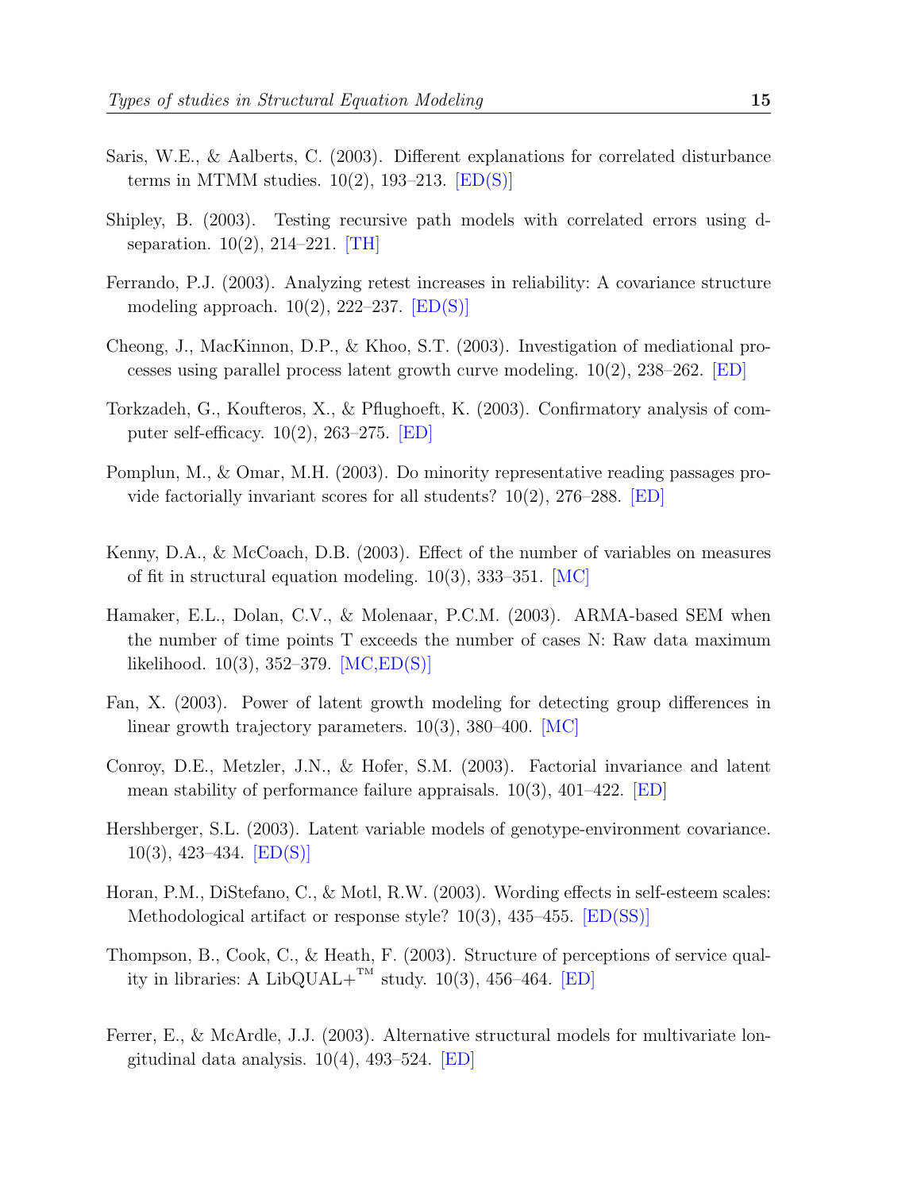Saris, W.E., & Aalberts, C. (2003). Different explanations for correlated disturbance terms in MTMM studies. 10(2), 193–213. [ED(S)]

Shipley, B. (2003). Testing recursive path models with correlated errors using d-separation. 10(2), 214–221. [TH]

Ferrando, P.J. (2003). Analyzing retest increases in reliability: A covariance structure modeling approach. 10(2), 222–237. [ED(S)]

Cheong, J., MacKinnon, D.P., & Khoo, S.T. (2003). Investigation of mediational processes using parallel process latent growth curve modeling. 10(2), 238–262. [ED]

Torkzadeh, G., Koufteros, X., & Pflughoeft, K. (2003). Confirmatory analysis of computer self-efficacy. 10(2), 263–275. [ED]

Pomplun, M., & Omar, M.H. (2003). Do minority representative reading passages provide factorially invariant scores for all students? 10(2), 276–288. [ED]

Kenny, D.A., & McCoach, D.B. (2003). Effect of the number of variables on measures of fit in structural equation modeling. 10(3), 333–351. [MC]

Hamaker, E.L., Dolan, C.V., & Molenaar, P.C.M. (2003). ARMA-based SEM when the number of time points T exceeds the number of cases N: Raw data maximum likelihood. 10(3), 352–379. [MC,ED(S)]

Fan, X. (2003). Power of latent growth modeling for detecting group differences in linear growth trajectory parameters. 10(3), 380–400. [MC]

Conroy, D.E., Metzler, J.N., & Hofer, S.M. (2003). Factorial invariance and latent mean stability of performance failure appraisals. 10(3), 401–422. [ED]

Hershberger, S.L. (2003). Latent variable models of genotype-environment covariance. 10(3), 423–434. [ED(S)]

Horan, P.M., DiStefano, C., & Motl, R.W. (2003). Wording effects in self-esteem scales: Methodological artifact or response style? 10(3), 435–455. [ED(SS)]

Thompson, B., Cook, C., & Heath, F. (2003). Structure of perceptions of service quality in libraries: A LibQUAL+™ study. 10(3), 456–464. [ED]

Ferrer, E., & McArdle, J.J. (2003). Alternative structural models for multivariate longitudinal data analysis. 10(4), 493–524. [ED]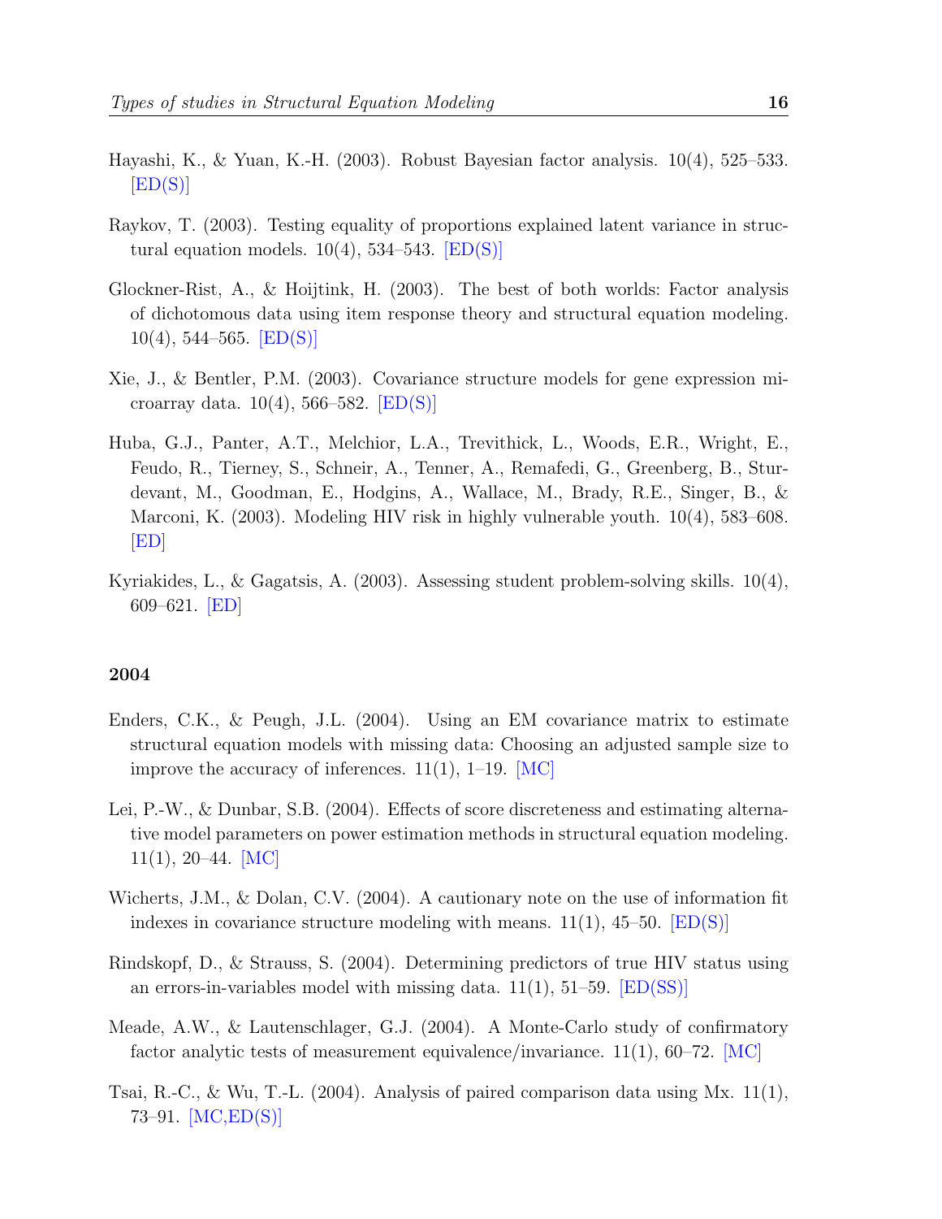Hayashi, K., & Yuan, K.-H. (2003). Robust Bayesian factor analysis. 10(4), 525–533. [ED(S)]

Raykov, T. (2003). Testing equality of proportions explained latent variance in structural equation models. 10(4), 534–543. [ED(S)]

Glockner-Rist, A., & Hoijtink, H. (2003). The best of both worlds: Factor analysis of dichotomous data using item response theory and structural equation modeling. 10(4), 544–565. [ED(S)]

Xie, J., & Bentler, P.M. (2003). Covariance structure models for gene expression microarray data. 10(4), 566–582. [ED(S)]

Huba, G.J., Panter, A.T., Melchior, L.A., Trevithick, L., Woods, E.R., Wright, E., Feudo, R., Tierney, S., Schneir, A., Tenner, A., Remafedi, G., Greenberg, B., Sturdevant, M., Goodman, E., Hodgins, A., Wallace, M., Brady, R.E., Singer, B., & Marconi, K. (2003). Modeling HIV risk in highly vulnerable youth. 10(4), 583–608. [ED]

Kyriakides, L., & Gagatsis, A. (2003). Assessing student problem-solving skills. 10(4), 609–621. [ED]

**2004**

Enders, C.K., & Peugh, J.L. (2004). Using an EM covariance matrix to estimate structural equation models with missing data: Choosing an adjusted sample size to improve the accuracy of inferences. 11(1), 1–19. [MC]

Lei, P.-W., & Dunbar, S.B. (2004). Effects of score discreteness and estimating alternative model parameters on power estimation methods in structural equation modeling. 11(1), 20–44. [MC]

Wicherts, J.M., & Dolan, C.V. (2004). A cautionary note on the use of information fit indexes in covariance structure modeling with means. 11(1), 45–50. [ED(S)]

Rindskopf, D., & Strauss, S. (2004). Determining predictors of true HIV status using an errors-in-variables model with missing data. 11(1), 51–59. [ED(SS)]

Meade, A.W., & Lautenschlager, G.J. (2004). A Monte-Carlo study of confirmatory factor analytic tests of measurement equivalence/invariance. 11(1), 60–72. [MC]

Tsai, R.-C., & Wu, T.-L. (2004). Analysis of paired comparison data using Mx. 11(1), 73–91. [MC,ED(S)]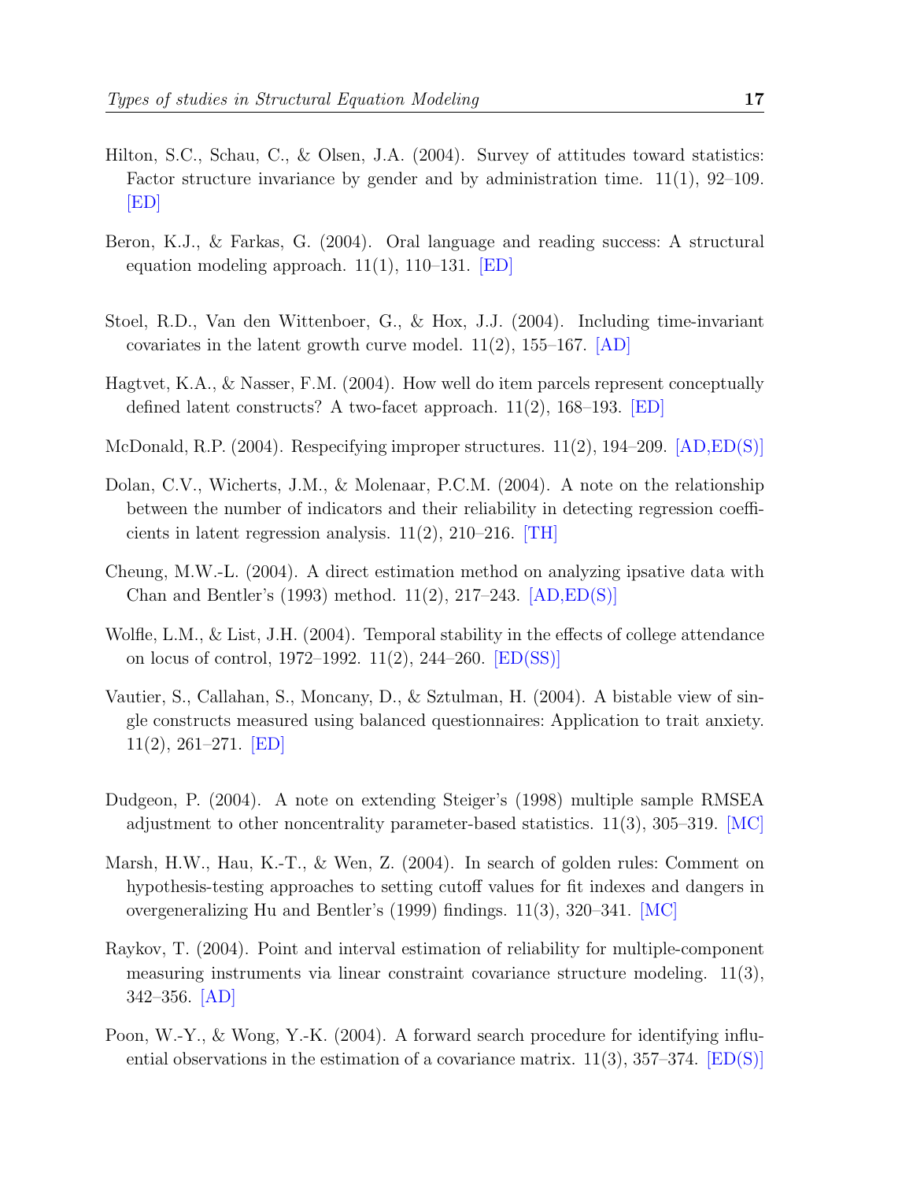Hilton, S.C., Schau, C., & Olsen, J.A. (2004). Survey of attitudes toward statistics: Factor structure invariance by gender and by administration time. 11(1), 92–109. [ED]

Beron, K.J., & Farkas, G. (2004). Oral language and reading success: A structural equation modeling approach. 11(1), 110–131. [ED]

Stoel, R.D., Van den Wittenboer, G., & Hox, J.J. (2004). Including time-invariant covariates in the latent growth curve model. 11(2), 155–167. [AD]

Hagtvet, K.A., & Nasser, F.M. (2004). How well do item parcels represent conceptually defined latent constructs? A two-facet approach. 11(2), 168–193. [ED]

McDonald, R.P. (2004). Respecifying improper structures. 11(2), 194–209. [AD,ED(S)]

Dolan, C.V., Wicherts, J.M., & Molenaar, P.C.M. (2004). A note on the relationship between the number of indicators and their reliability in detecting regression coefficients in latent regression analysis. 11(2), 210–216. [TH]

Cheung, M.W.-L. (2004). A direct estimation method on analyzing ipsative data with Chan and Bentler's (1993) method. 11(2), 217–243. [AD,ED(S)]

Wolfle, L.M., & List, J.H. (2004). Temporal stability in the effects of college attendance on locus of control, 1972–1992. 11(2), 244–260. [ED(SS)]

Vautier, S., Callahan, S., Moncany, D., & Sztulman, H. (2004). A bistable view of single constructs measured using balanced questionnaires: Application to trait anxiety. 11(2), 261–271. [ED]

Dudgeon, P. (2004). A note on extending Steiger's (1998) multiple sample RMSEA adjustment to other noncentrality parameter-based statistics. 11(3), 305–319. [MC]

Marsh, H.W., Hau, K.-T., & Wen, Z. (2004). In search of golden rules: Comment on hypothesis-testing approaches to setting cutoff values for fit indexes and dangers in overgeneralizing Hu and Bentler's (1999) findings. 11(3), 320–341. [MC]

Raykov, T. (2004). Point and interval estimation of reliability for multiple-component measuring instruments via linear constraint covariance structure modeling. 11(3), 342–356. [AD]

Poon, W.-Y., & Wong, Y.-K. (2004). A forward search procedure for identifying influential observations in the estimation of a covariance matrix. 11(3), 357–374. [ED(S)]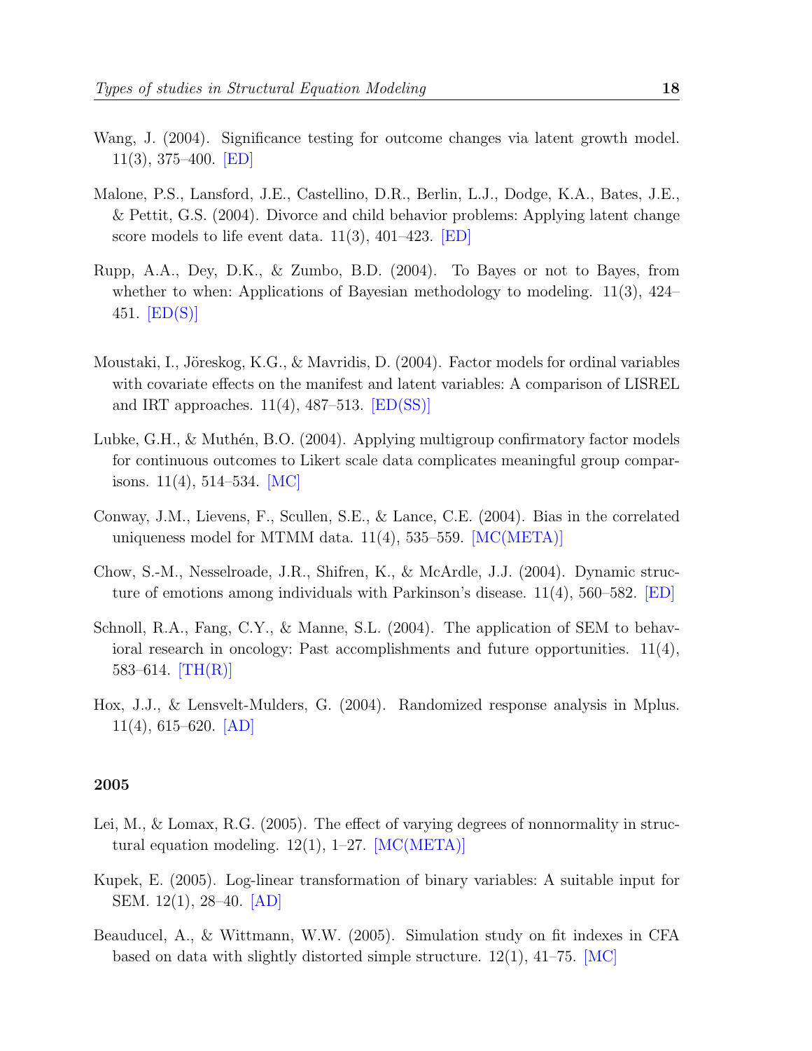Wang, J. (2004). Significance testing for outcome changes via latent growth model. 11(3), 375–400. [ED]

Malone, P.S., Lansford, J.E., Castellino, D.R., Berlin, L.J., Dodge, K.A., Bates, J.E., & Pettit, G.S. (2004). Divorce and child behavior problems: Applying latent change score models to life event data. 11(3), 401–423. [ED]

Rupp, A.A., Dey, D.K., & Zumbo, B.D. (2004). To Bayes or not to Bayes, from whether to when: Applications of Bayesian methodology to modeling. 11(3), 424–451. [ED(S)]

Moustaki, I., Jöreskog, K.G., & Mavridis, D. (2004). Factor models for ordinal variables with covariate effects on the manifest and latent variables: A comparison of LISREL and IRT approaches. 11(4), 487–513. [ED(SS)]

Lubke, G.H., & Muthén, B.O. (2004). Applying multigroup confirmatory factor models for continuous outcomes to Likert scale data complicates meaningful group comparisons. 11(4), 514–534. [MC]

Conway, J.M., Lievens, F., Scullen, S.E., & Lance, C.E. (2004). Bias in the correlated uniqueness model for MTMM data. 11(4), 535–559. [MC(META)]

Chow, S.-M., Nesselroade, J.R., Shifren, K., & McArdle, J.J. (2004). Dynamic structure of emotions among individuals with Parkinson's disease. 11(4), 560–582. [ED]

Schnoll, R.A., Fang, C.Y., & Manne, S.L. (2004). The application of SEM to behavioral research in oncology: Past accomplishments and future opportunities. 11(4), 583–614. [TH(R)]

Hox, J.J., & Lensvelt-Mulders, G. (2004). Randomized response analysis in Mplus. 11(4), 615–620. [AD]

**2005**

Lei, M., & Lomax, R.G. (2005). The effect of varying degrees of nonnormality in structural equation modeling. 12(1), 1–27. [MC(META)]

Kupek, E. (2005). Log-linear transformation of binary variables: A suitable input for SEM. 12(1), 28–40. [AD]

Beauducel, A., & Wittmann, W.W. (2005). Simulation study on fit indexes in CFA based on data with slightly distorted simple structure. 12(1), 41–75. [MC]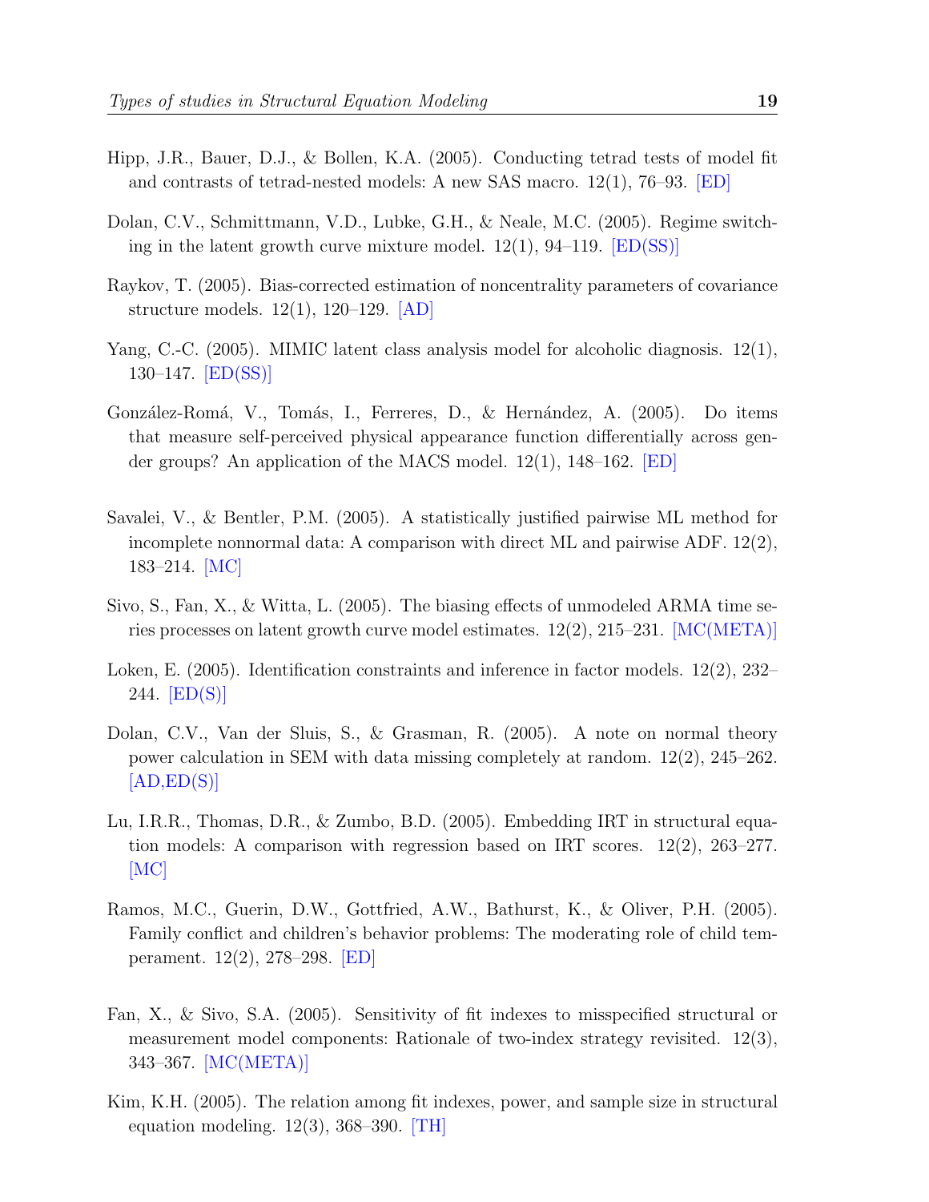Hipp, J.R., Bauer, D.J., & Bollen, K.A. (2005). Conducting tetrad tests of model fit and contrasts of tetrad-nested models: A new SAS macro. 12(1), 76–93. [ED]

Dolan, C.V., Schmittmann, V.D., Lubke, G.H., & Neale, M.C. (2005). Regime switching in the latent growth curve mixture model. 12(1), 94–119. [ED(SS)]

Raykov, T. (2005). Bias-corrected estimation of noncentrality parameters of covariance structure models. 12(1), 120–129. [AD]

Yang, C.-C. (2005). MIMIC latent class analysis model for alcoholic diagnosis. 12(1), 130–147. [ED(SS)]

González-Romá, V., Tomás, I., Ferreres, D., & Hernández, A. (2005). Do items that measure self-perceived physical appearance function differentially across gender groups? An application of the MACS model. 12(1), 148–162. [ED]

Savalei, V., & Bentler, P.M. (2005). A statistically justified pairwise ML method for incomplete nonnormal data: A comparison with direct ML and pairwise ADF. 12(2), 183–214. [MC]

Sivo, S., Fan, X., & Witta, L. (2005). The biasing effects of unmodeled ARMA time series processes on latent growth curve model estimates. 12(2), 215–231. [MC(META)]

Loken, E. (2005). Identification constraints and inference in factor models. 12(2), 232–244. [ED(S)]

Dolan, C.V., Van der Sluis, S., & Grasman, R. (2005). A note on normal theory power calculation in SEM with data missing completely at random. 12(2), 245–262. [AD,ED(S)]

Lu, I.R.R., Thomas, D.R., & Zumbo, B.D. (2005). Embedding IRT in structural equation models: A comparison with regression based on IRT scores. 12(2), 263–277. [MC]

Ramos, M.C., Guerin, D.W., Gottfried, A.W., Bathurst, K., & Oliver, P.H. (2005). Family conflict and children's behavior problems: The moderating role of child temperament. 12(2), 278–298. [ED]

Fan, X., & Sivo, S.A. (2005). Sensitivity of fit indexes to misspecified structural or measurement model components: Rationale of two-index strategy revisited. 12(3), 343–367. [MC(META)]

Kim, K.H. (2005). The relation among fit indexes, power, and sample size in structural equation modeling. 12(3), 368–390. [TH]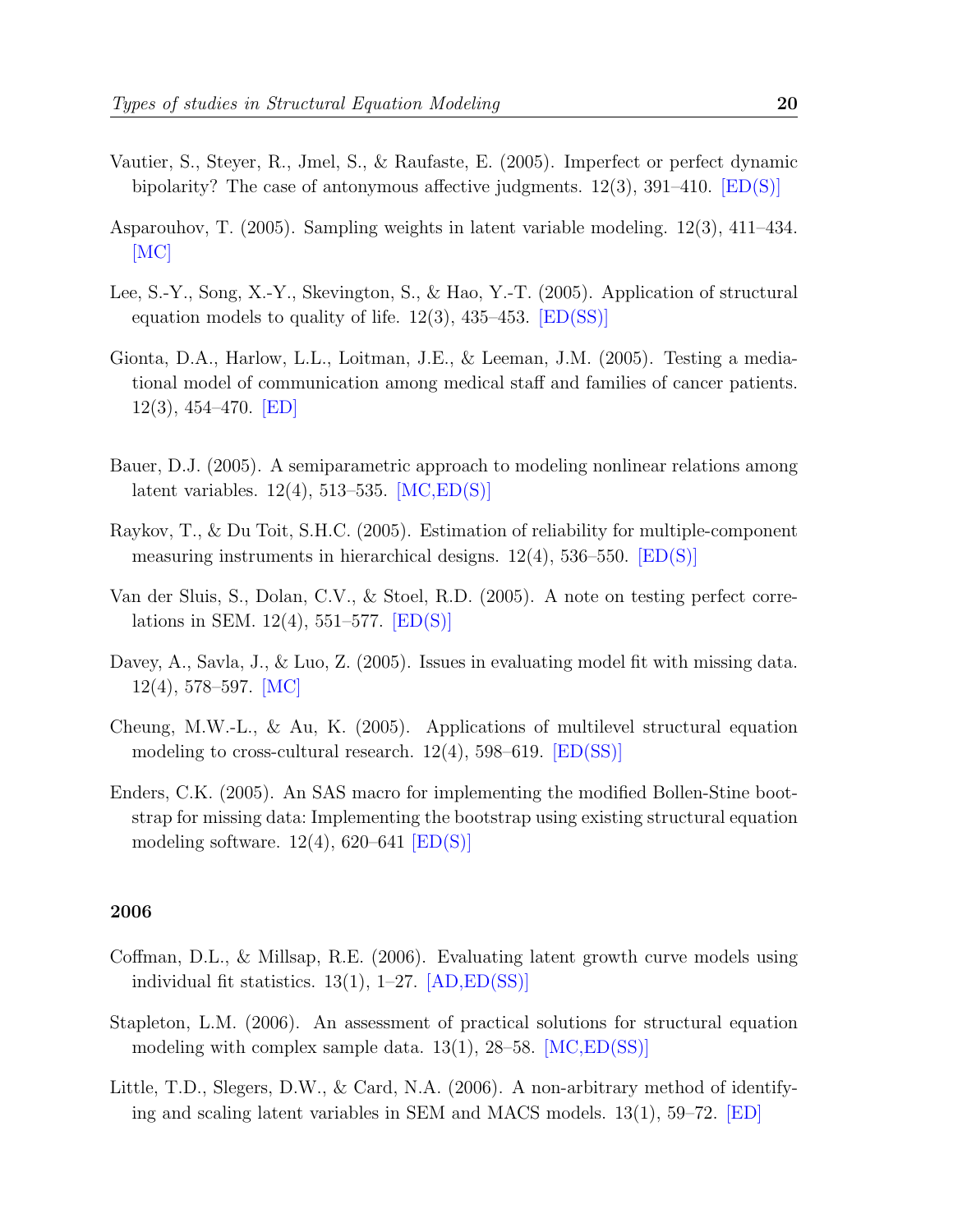Vautier, S., Steyer, R., Jmel, S., & Raufaste, E. (2005). Imperfect or perfect dynamic bipolarity? The case of antonymous affective judgments. 12(3), 391–410. [ED(S)]

Asparouhov, T. (2005). Sampling weights in latent variable modeling. 12(3), 411–434. [MC]

Lee, S.-Y., Song, X.-Y., Skevington, S., & Hao, Y.-T. (2005). Application of structural equation models to quality of life. 12(3), 435–453. [ED(SS)]

Gionta, D.A., Harlow, L.L., Loitman, J.E., & Leeman, J.M. (2005). Testing a mediational model of communication among medical staff and families of cancer patients. 12(3), 454–470. [ED]

Bauer, D.J. (2005). A semiparametric approach to modeling nonlinear relations among latent variables. 12(4), 513–535. [MC,ED(S)]

Raykov, T., & Du Toit, S.H.C. (2005). Estimation of reliability for multiple-component measuring instruments in hierarchical designs. 12(4), 536–550. [ED(S)]

Van der Sluis, S., Dolan, C.V., & Stoel, R.D. (2005). A note on testing perfect correlations in SEM. 12(4), 551–577. [ED(S)]

Davey, A., Savla, J., & Luo, Z. (2005). Issues in evaluating model fit with missing data. 12(4), 578–597. [MC]

Cheung, M.W.-L., & Au, K. (2005). Applications of multilevel structural equation modeling to cross-cultural research. 12(4), 598–619. [ED(SS)]

Enders, C.K. (2005). An SAS macro for implementing the modified Bollen-Stine bootstrap for missing data: Implementing the bootstrap using existing structural equation modeling software. 12(4), 620–641 [ED(S)]

**2006**

Coffman, D.L., & Millsap, R.E. (2006). Evaluating latent growth curve models using individual fit statistics. 13(1), 1–27. [AD,ED(SS)]

Stapleton, L.M. (2006). An assessment of practical solutions for structural equation modeling with complex sample data. 13(1), 28–58. [MC,ED(SS)]

Little, T.D., Slegers, D.W., & Card, N.A. (2006). A non-arbitrary method of identifying and scaling latent variables in SEM and MACS models. 13(1), 59–72. [ED]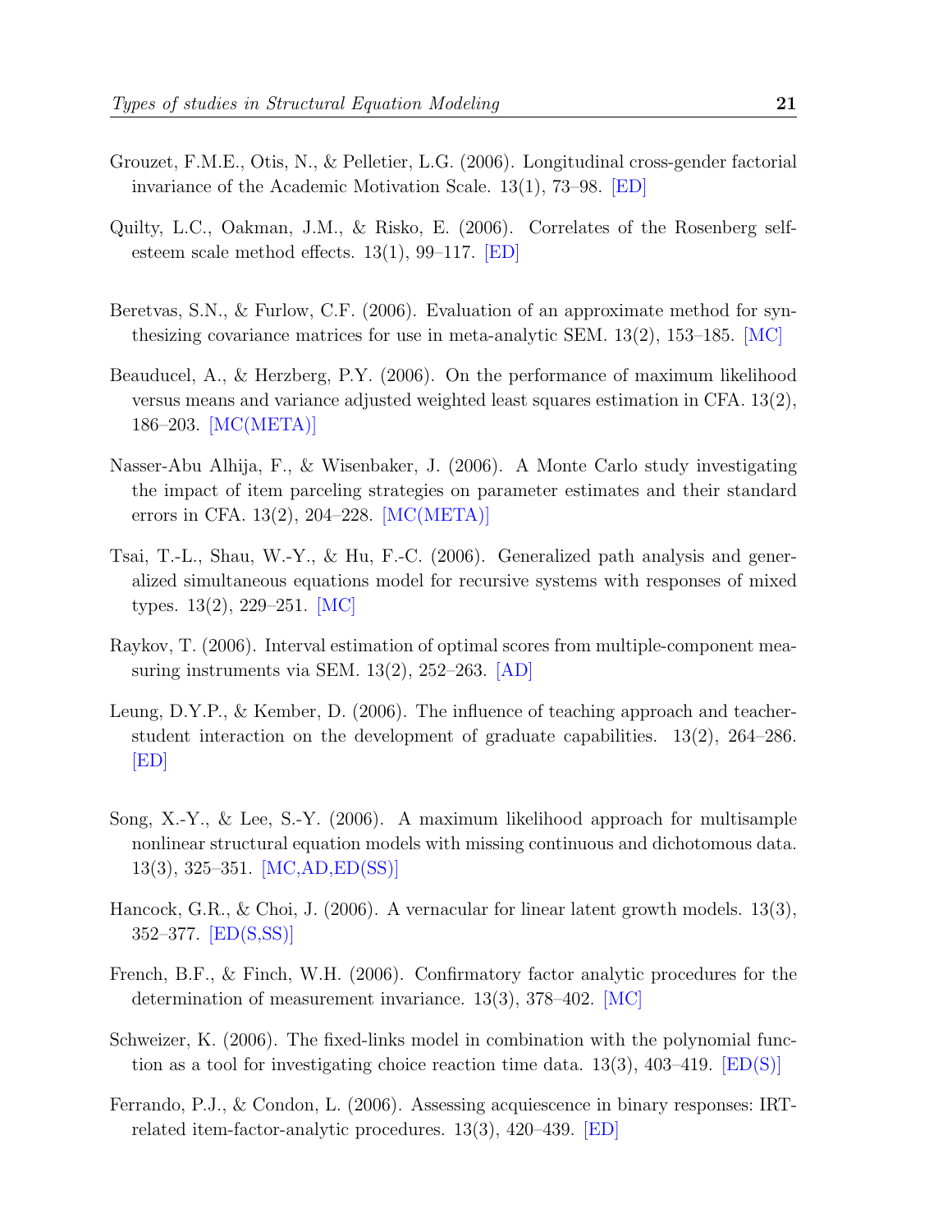Grouzet, F.M.E., Otis, N., & Pelletier, L.G. (2006). Longitudinal cross-gender factorial invariance of the Academic Motivation Scale. 13(1), 73–98. [ED]

Quilty, L.C., Oakman, J.M., & Risko, E. (2006). Correlates of the Rosenberg self-esteem scale method effects. 13(1), 99–117. [ED]

Beretvas, S.N., & Furlow, C.F. (2006). Evaluation of an approximate method for synthesizing covariance matrices for use in meta-analytic SEM. 13(2), 153–185. [MC]

Beauducel, A., & Herzberg, P.Y. (2006). On the performance of maximum likelihood versus means and variance adjusted weighted least squares estimation in CFA. 13(2), 186–203. [MC(META)]

Nasser-Abu Alhija, F., & Wisenbaker, J. (2006). A Monte Carlo study investigating the impact of item parceling strategies on parameter estimates and their standard errors in CFA. 13(2), 204–228. [MC(META)]

Tsai, T.-L., Shau, W.-Y., & Hu, F.-C. (2006). Generalized path analysis and generalized simultaneous equations model for recursive systems with responses of mixed types. 13(2), 229–251. [MC]

Raykov, T. (2006). Interval estimation of optimal scores from multiple-component measuring instruments via SEM. 13(2), 252–263. [AD]

Leung, D.Y.P., & Kember, D. (2006). The influence of teaching approach and teacher-student interaction on the development of graduate capabilities. 13(2), 264–286. [ED]

Song, X.-Y., & Lee, S.-Y. (2006). A maximum likelihood approach for multisample nonlinear structural equation models with missing continuous and dichotomous data. 13(3), 325–351. [MC,AD,ED(SS)]

Hancock, G.R., & Choi, J. (2006). A vernacular for linear latent growth models. 13(3), 352–377. [ED(S,SS)]

French, B.F., & Finch, W.H. (2006). Confirmatory factor analytic procedures for the determination of measurement invariance. 13(3), 378–402. [MC]

Schweizer, K. (2006). The fixed-links model in combination with the polynomial function as a tool for investigating choice reaction time data. 13(3), 403–419. [ED(S)]

Ferrando, P.J., & Condon, L. (2006). Assessing acquiescence in binary responses: IRT-related item-factor-analytic procedures. 13(3), 420–439. [ED]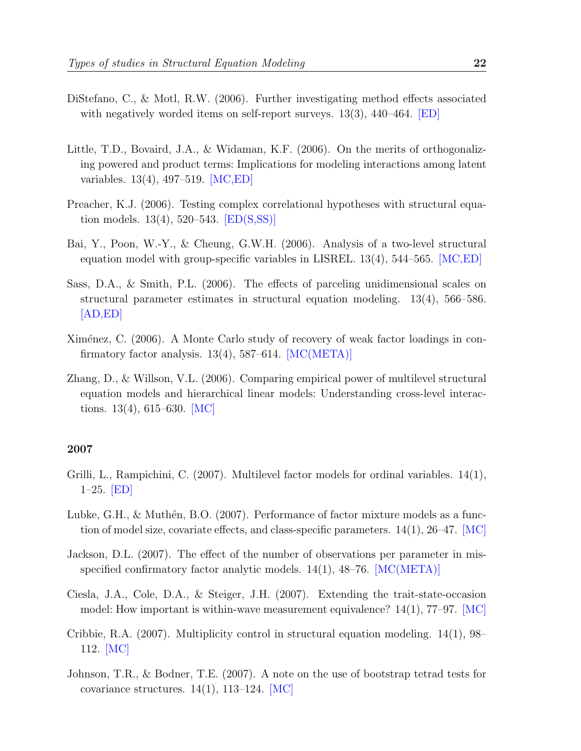DiStefano, C., & Motl, R.W. (2006). Further investigating method effects associated with negatively worded items on self-report surveys. 13(3), 440–464. [ED]

Little, T.D., Bovaird, J.A., & Widaman, K.F. (2006). On the merits of orthogonalizing powered and product terms: Implications for modeling interactions among latent variables. 13(4), 497–519. [MC,ED]

Preacher, K.J. (2006). Testing complex correlational hypotheses with structural equation models. 13(4), 520–543. [ED(S,SS)]

Bai, Y., Poon, W.-Y., & Cheung, G.W.H. (2006). Analysis of a two-level structural equation model with group-specific variables in LISREL. 13(4), 544–565. [MC,ED]

Sass, D.A., & Smith, P.L. (2006). The effects of parceling unidimensional scales on structural parameter estimates in structural equation modeling. 13(4), 566–586. [AD,ED]

Ximénez, C. (2006). A Monte Carlo study of recovery of weak factor loadings in confirmatory factor analysis. 13(4), 587–614. [MC(META)]

Zhang, D., & Willson, V.L. (2006). Comparing empirical power of multilevel structural equation models and hierarchical linear models: Understanding cross-level interactions. 13(4), 615–630. [MC]

**2007**

Grilli, L., Rampichini, C. (2007). Multilevel factor models for ordinal variables. 14(1), 1–25. [ED]

Lubke, G.H., & Muthén, B.O. (2007). Performance of factor mixture models as a function of model size, covariate effects, and class-specific parameters. 14(1), 26–47. [MC]

Jackson, D.L. (2007). The effect of the number of observations per parameter in misspecified confirmatory factor analytic models. 14(1), 48–76. [MC(META)]

Ciesla, J.A., Cole, D.A., & Steiger, J.H. (2007). Extending the trait-state-occasion model: How important is within-wave measurement equivalence? 14(1), 77–97. [MC]

Cribbie, R.A. (2007). Multiplicity control in structural equation modeling. 14(1), 98–112. [MC]

Johnson, T.R., & Bodner, T.E. (2007). A note on the use of bootstrap tetrad tests for covariance structures. 14(1), 113–124. [MC]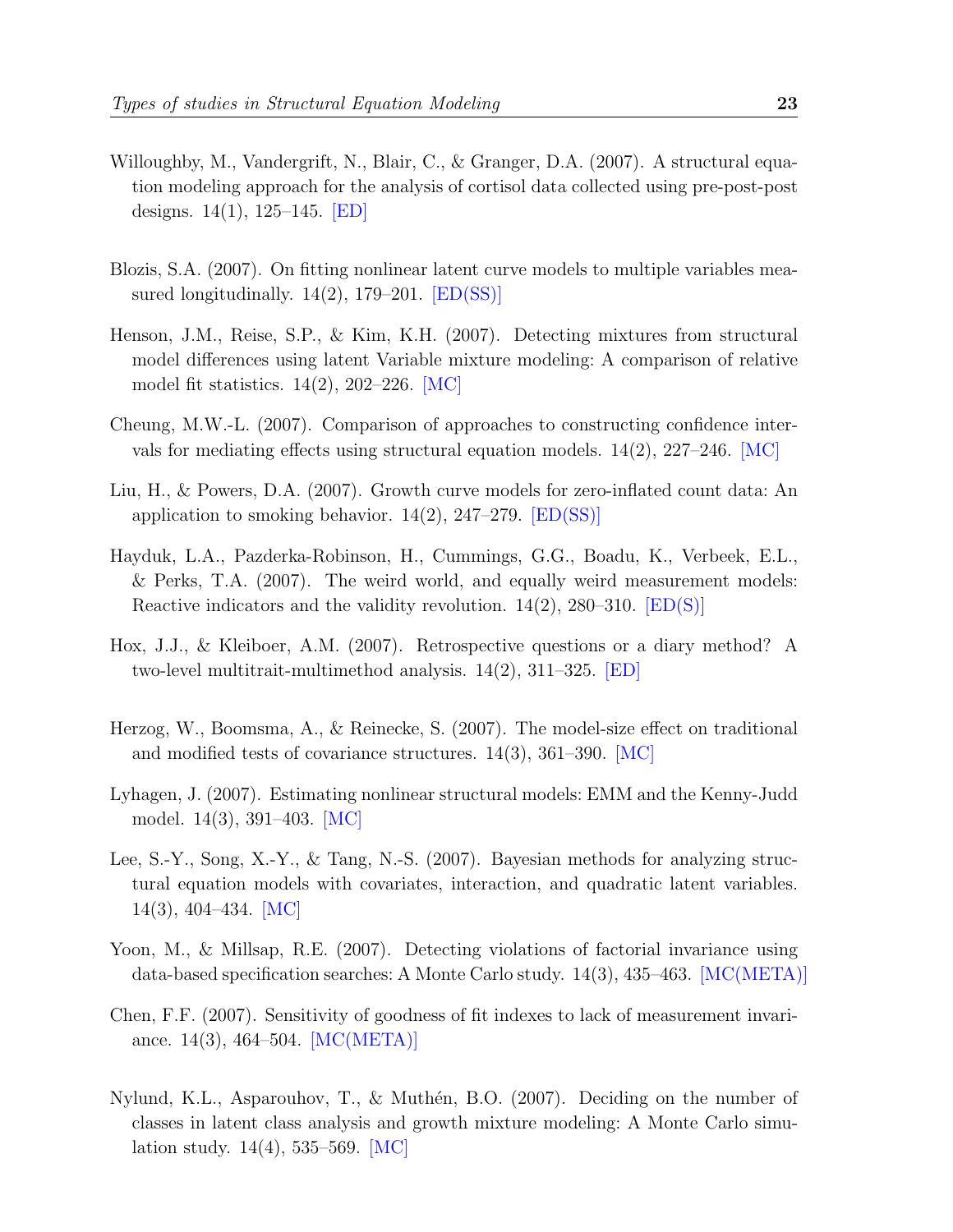Willoughby, M., Vandergrift, N., Blair, C., & Granger, D.A. (2007). A structural equation modeling approach for the analysis of cortisol data collected using pre-post-post designs. 14(1), 125–145. [ED]

Blozis, S.A. (2007). On fitting nonlinear latent curve models to multiple variables measured longitudinally. 14(2), 179–201. [ED(SS)]

Henson, J.M., Reise, S.P., & Kim, K.H. (2007). Detecting mixtures from structural model differences using latent Variable mixture modeling: A comparison of relative model fit statistics. 14(2), 202–226. [MC]

Cheung, M.W.-L. (2007). Comparison of approaches to constructing confidence intervals for mediating effects using structural equation models. 14(2), 227–246. [MC]

Liu, H., & Powers, D.A. (2007). Growth curve models for zero-inflated count data: An application to smoking behavior. 14(2), 247–279. [ED(SS)]

Hayduk, L.A., Pazderka-Robinson, H., Cummings, G.G., Boadu, K., Verbeek, E.L., & Perks, T.A. (2007). The weird world, and equally weird measurement models: Reactive indicators and the validity revolution. 14(2), 280–310. [ED(S)]

Hox, J.J., & Kleiboer, A.M. (2007). Retrospective questions or a diary method? A two-level multitrait-multimethod analysis. 14(2), 311–325. [ED]

Herzog, W., Boomsma, A., & Reinecke, S. (2007). The model-size effect on traditional and modified tests of covariance structures. 14(3), 361–390. [MC]

Lyhagen, J. (2007). Estimating nonlinear structural models: EMM and the Kenny-Judd model. 14(3), 391–403. [MC]

Lee, S.-Y., Song, X.-Y., & Tang, N.-S. (2007). Bayesian methods for analyzing structural equation models with covariates, interaction, and quadratic latent variables. 14(3), 404–434. [MC]

Yoon, M., & Millsap, R.E. (2007). Detecting violations of factorial invariance using data-based specification searches: A Monte Carlo study. 14(3), 435–463. [MC(META)]

Chen, F.F. (2007). Sensitivity of goodness of fit indexes to lack of measurement invariance. 14(3), 464–504. [MC(META)]

Nylund, K.L., Asparouhov, T., & Muthén, B.O. (2007). Deciding on the number of classes in latent class analysis and growth mixture modeling: A Monte Carlo simulation study. 14(4), 535–569. [MC]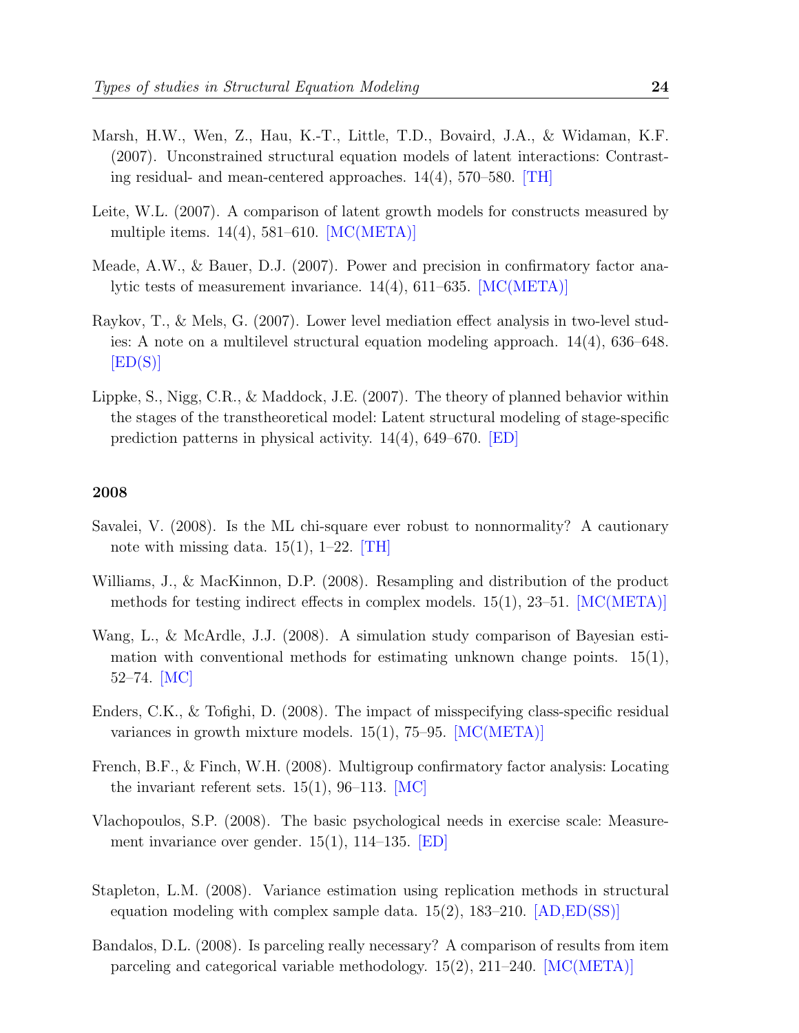Marsh, H.W., Wen, Z., Hau, K.-T., Little, T.D., Bovaird, J.A., & Widaman, K.F. (2007). Unconstrained structural equation models of latent interactions: Contrasting residual- and mean-centered approaches. 14(4), 570–580. [TH]

Leite, W.L. (2007). A comparison of latent growth models for constructs measured by multiple items. 14(4), 581–610. [MC(META)]

Meade, A.W., & Bauer, D.J. (2007). Power and precision in confirmatory factor analytic tests of measurement invariance. 14(4), 611–635. [MC(META)]

Raykov, T., & Mels, G. (2007). Lower level mediation effect analysis in two-level studies: A note on a multilevel structural equation modeling approach. 14(4), 636–648. [ED(S)]

Lippke, S., Nigg, C.R., & Maddock, J.E. (2007). The theory of planned behavior within the stages of the transtheoretical model: Latent structural modeling of stage-specific prediction patterns in physical activity. 14(4), 649–670. [ED]

## 2008

Savalei, V. (2008). Is the ML chi-square ever robust to nonnormality? A cautionary note with missing data. 15(1), 1–22. [TH]

Williams, J., & MacKinnon, D.P. (2008). Resampling and distribution of the product methods for testing indirect effects in complex models. 15(1), 23–51. [MC(META)]

Wang, L., & McArdle, J.J. (2008). A simulation study comparison of Bayesian estimation with conventional methods for estimating unknown change points. 15(1), 52–74. [MC]

Enders, C.K., & Tofighi, D. (2008). The impact of misspecifying class-specific residual variances in growth mixture models. 15(1), 75–95. [MC(META)]

French, B.F., & Finch, W.H. (2008). Multigroup confirmatory factor analysis: Locating the invariant referent sets. 15(1), 96–113. [MC]

Vlachopoulos, S.P. (2008). The basic psychological needs in exercise scale: Measurement invariance over gender. 15(1), 114–135. [ED]

Stapleton, L.M. (2008). Variance estimation using replication methods in structural equation modeling with complex sample data. 15(2), 183–210. [AD,ED(SS)]

Bandalos, D.L. (2008). Is parceling really necessary? A comparison of results from item parceling and categorical variable methodology. 15(2), 211–240. [MC(META)]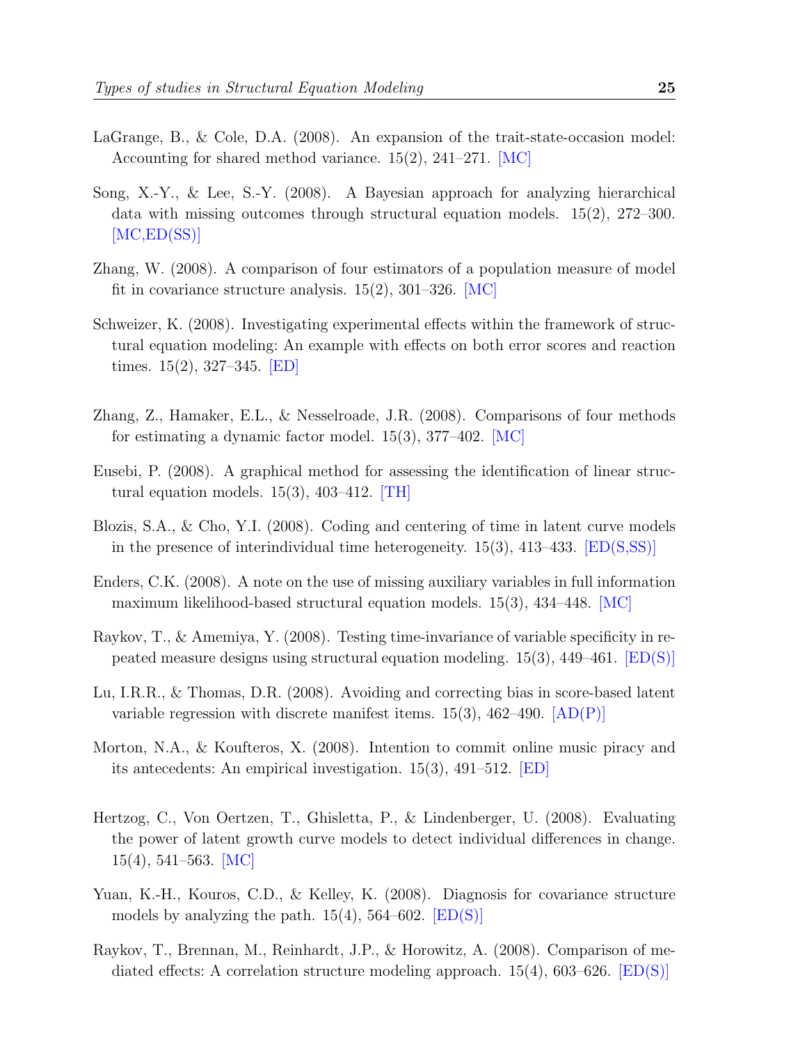LaGrange, B., & Cole, D.A. (2008). An expansion of the trait-state-occasion model: Accounting for shared method variance. 15(2), 241–271. [MC]

Song, X.-Y., & Lee, S.-Y. (2008). A Bayesian approach for analyzing hierarchical data with missing outcomes through structural equation models. 15(2), 272–300. [MC,ED(SS)]

Zhang, W. (2008). A comparison of four estimators of a population measure of model fit in covariance structure analysis. 15(2), 301–326. [MC]

Schweizer, K. (2008). Investigating experimental effects within the framework of structural equation modeling: An example with effects on both error scores and reaction times. 15(2), 327–345. [ED]

Zhang, Z., Hamaker, E.L., & Nesselroade, J.R. (2008). Comparisons of four methods for estimating a dynamic factor model. 15(3), 377–402. [MC]

Eusebi, P. (2008). A graphical method for assessing the identification of linear structural equation models. 15(3), 403–412. [TH]

Blozis, S.A., & Cho, Y.I. (2008). Coding and centering of time in latent curve models in the presence of interindividual time heterogeneity. 15(3), 413–433. [ED(S,SS)]

Enders, C.K. (2008). A note on the use of missing auxiliary variables in full information maximum likelihood-based structural equation models. 15(3), 434–448. [MC]

Raykov, T., & Amemiya, Y. (2008). Testing time-invariance of variable specificity in repeated measure designs using structural equation modeling. 15(3), 449–461. [ED(S)]

Lu, I.R.R., & Thomas, D.R. (2008). Avoiding and correcting bias in score-based latent variable regression with discrete manifest items. 15(3), 462–490. [AD(P)]

Morton, N.A., & Koufteros, X. (2008). Intention to commit online music piracy and its antecedents: An empirical investigation. 15(3), 491–512. [ED]

Hertzog, C., Von Oertzen, T., Ghisletta, P., & Lindenberger, U. (2008). Evaluating the power of latent growth curve models to detect individual differences in change. 15(4), 541–563. [MC]

Yuan, K.-H., Kouros, C.D., & Kelley, K. (2008). Diagnosis for covariance structure models by analyzing the path. 15(4), 564–602. [ED(S)]

Raykov, T., Brennan, M., Reinhardt, J.P., & Horowitz, A. (2008). Comparison of mediated effects: A correlation structure modeling approach. 15(4), 603–626. [ED(S)]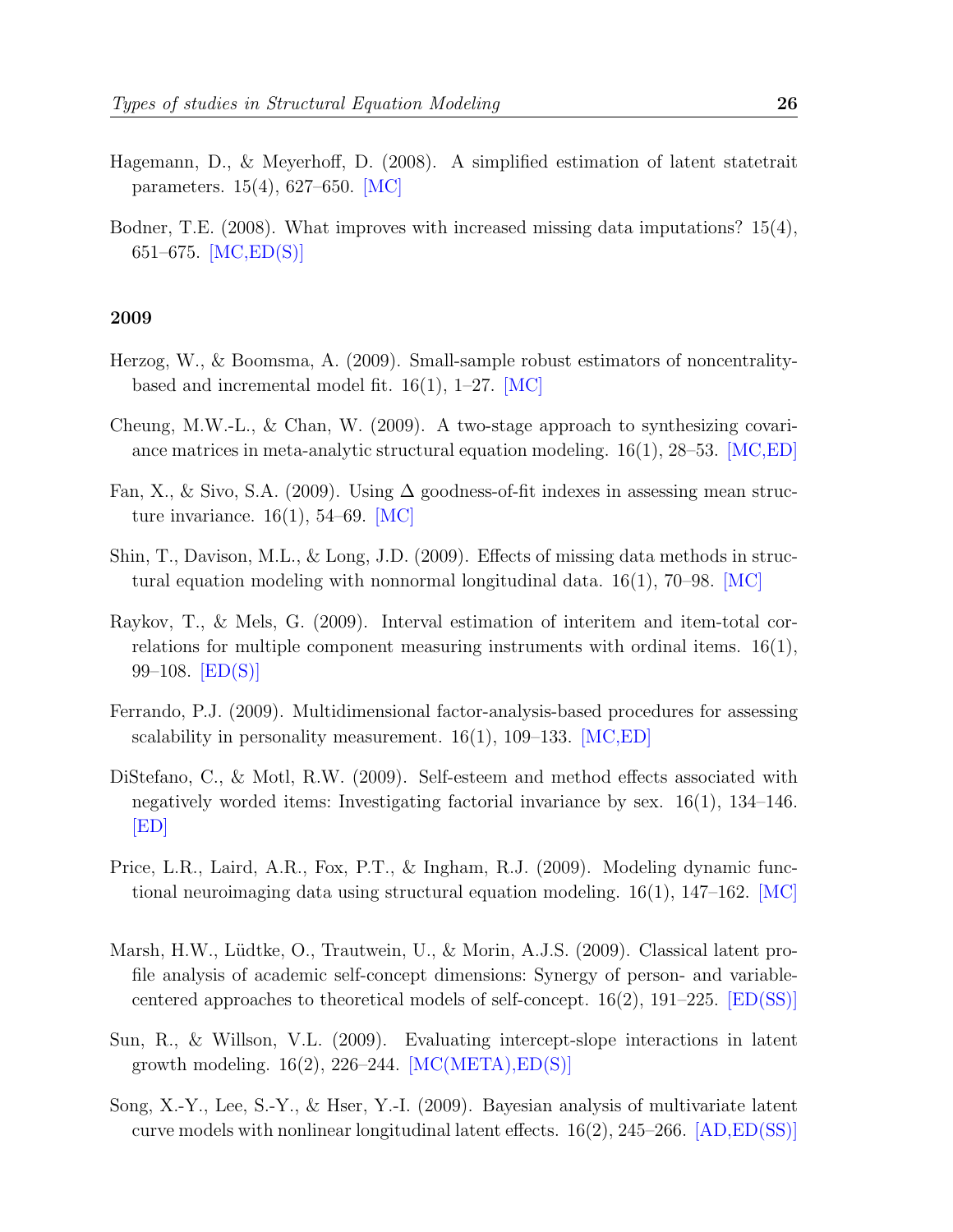Hagemann, D., & Meyerhoff, D. (2008). A simplified estimation of latent statetrait parameters. 15(4), 627–650. [MC]

Bodner, T.E. (2008). What improves with increased missing data imputations? 15(4), 651–675. [MC,ED(S)]

**2009**

Herzog, W., & Boomsma, A. (2009). Small-sample robust estimators of noncentrality-based and incremental model fit. 16(1), 1–27. [MC]

Cheung, M.W.-L., & Chan, W. (2009). A two-stage approach to synthesizing covariance matrices in meta-analytic structural equation modeling. 16(1), 28–53. [MC,ED]

Fan, X., & Sivo, S.A. (2009). Using $\Delta$ goodness-of-fit indexes in assessing mean structure invariance. 16(1), 54–69. [MC]

Shin, T., Davison, M.L., & Long, J.D. (2009). Effects of missing data methods in structural equation modeling with nonnormal longitudinal data. 16(1), 70–98. [MC]

Raykov, T., & Mels, G. (2009). Interval estimation of interitem and item-total correlations for multiple component measuring instruments with ordinal items. 16(1), 99–108. [ED(S)]

Ferrando, P.J. (2009). Multidimensional factor-analysis-based procedures for assessing scalability in personality measurement. 16(1), 109–133. [MC,ED]

DiStefano, C., & Motl, R.W. (2009). Self-esteem and method effects associated with negatively worded items: Investigating factorial invariance by sex. 16(1), 134–146. [ED]

Price, L.R., Laird, A.R., Fox, P.T., & Ingham, R.J. (2009). Modeling dynamic functional neuroimaging data using structural equation modeling. 16(1), 147–162. [MC]

Marsh, H.W., Lüdtke, O., Trautwein, U., & Morin, A.J.S. (2009). Classical latent profile analysis of academic self-concept dimensions: Synergy of person- and variable-centered approaches to theoretical models of self-concept. 16(2), 191–225. [ED(SS)]

Sun, R., & Willson, V.L. (2009). Evaluating intercept-slope interactions in latent growth modeling. 16(2), 226–244. [MC(META),ED(S)]

Song, X.-Y., Lee, S.-Y., & Hser, Y.-I. (2009). Bayesian analysis of multivariate latent curve models with nonlinear longitudinal latent effects. 16(2), 245–266. [AD,ED(SS)]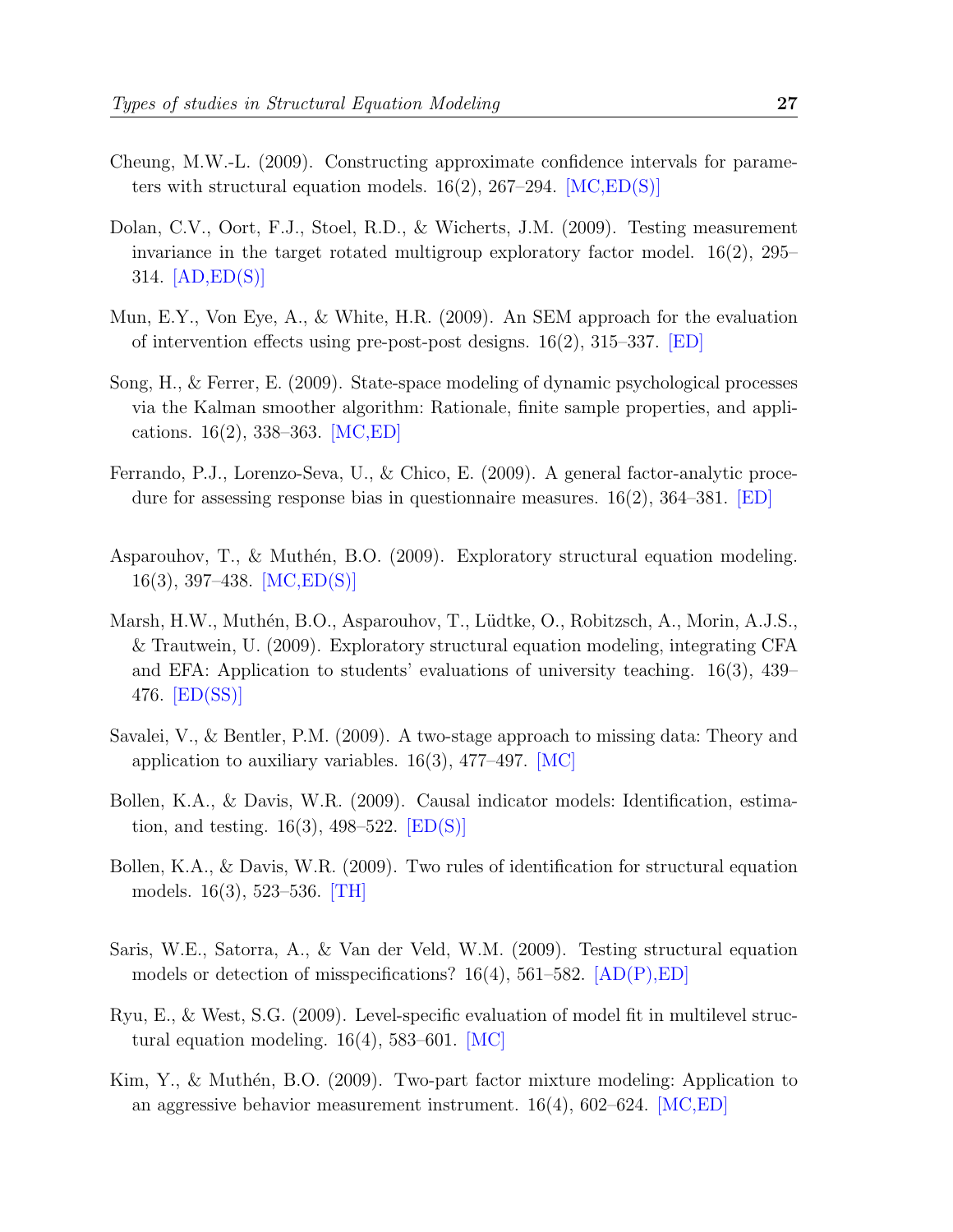Cheung, M.W.-L. (2009). Constructing approximate confidence intervals for parameters with structural equation models. 16(2), 267–294. [MC,ED(S)]

Dolan, C.V., Oort, F.J., Stoel, R.D., & Wicherts, J.M. (2009). Testing measurement invariance in the target rotated multigroup exploratory factor model. 16(2), 295–314. [AD,ED(S)]

Mun, E.Y., Von Eye, A., & White, H.R. (2009). An SEM approach for the evaluation of intervention effects using pre-post-post designs. 16(2), 315–337. [ED]

Song, H., & Ferrer, E. (2009). State-space modeling of dynamic psychological processes via the Kalman smoother algorithm: Rationale, finite sample properties, and applications. 16(2), 338–363. [MC,ED]

Ferrando, P.J., Lorenzo-Seva, U., & Chico, E. (2009). A general factor-analytic procedure for assessing response bias in questionnaire measures. 16(2), 364–381. [ED]

Asparouhov, T., & Muthén, B.O. (2009). Exploratory structural equation modeling. 16(3), 397–438. [MC,ED(S)]

Marsh, H.W., Muthén, B.O., Asparouhov, T., Lüdtke, O., Robitzsch, A., Morin, A.J.S., & Trautwein, U. (2009). Exploratory structural equation modeling, integrating CFA and EFA: Application to students' evaluations of university teaching. 16(3), 439–476. [ED(SS)]

Savalei, V., & Bentler, P.M. (2009). A two-stage approach to missing data: Theory and application to auxiliary variables. 16(3), 477–497. [MC]

Bollen, K.A., & Davis, W.R. (2009). Causal indicator models: Identification, estimation, and testing. 16(3), 498–522. [ED(S)]

Bollen, K.A., & Davis, W.R. (2009). Two rules of identification for structural equation models. 16(3), 523–536. [TH]

Saris, W.E., Satorra, A., & Van der Veld, W.M. (2009). Testing structural equation models or detection of misspecifications? 16(4), 561–582. [AD(P),ED]

Ryu, E., & West, S.G. (2009). Level-specific evaluation of model fit in multilevel structural equation modeling. 16(4), 583–601. [MC]

Kim, Y., & Muthén, B.O. (2009). Two-part factor mixture modeling: Application to an aggressive behavior measurement instrument. 16(4), 602–624. [MC,ED]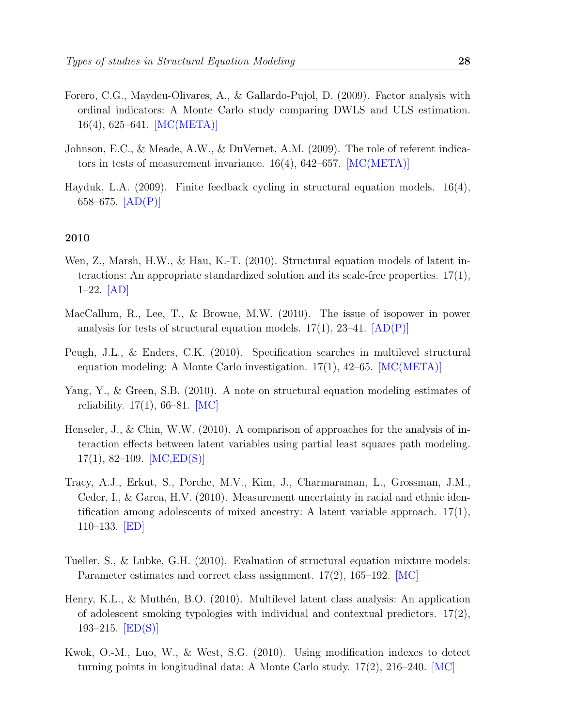Forero, C.G., Maydeu-Olivares, A., & Gallardo-Pujol, D. (2009). Factor analysis with ordinal indicators: A Monte Carlo study comparing DWLS and ULS estimation. 16(4), 625–641. [MC(META)]

Johnson, E.C., & Meade, A.W., & DuVernet, A.M. (2009). The role of referent indicators in tests of measurement invariance. 16(4), 642–657. [MC(META)]

Hayduk, L.A. (2009). Finite feedback cycling in structural equation models. 16(4), 658–675. [AD(P)]

**2010**

Wen, Z., Marsh, H.W., & Hau, K.-T. (2010). Structural equation models of latent interactions: An appropriate standardized solution and its scale-free properties. 17(1), 1–22. [AD]

MacCallum, R., Lee, T., & Browne, M.W. (2010). The issue of isopower in power analysis for tests of structural equation models. 17(1), 23–41. [AD(P)]

Peugh, J.L., & Enders, C.K. (2010). Specification searches in multilevel structural equation modeling: A Monte Carlo investigation. 17(1), 42–65. [MC(META)]

Yang, Y., & Green, S.B. (2010). A note on structural equation modeling estimates of reliability. 17(1), 66–81. [MC]

Henseler, J., & Chin, W.W. (2010). A comparison of approaches for the analysis of interaction effects between latent variables using partial least squares path modeling. 17(1), 82–109. [MC,ED(S)]

Tracy, A.J., Erkut, S., Porche, M.V., Kim, J., Charmaraman, L., Grossman, J.M., Ceder, I., & Garca, H.V. (2010). Measurement uncertainty in racial and ethnic identification among adolescents of mixed ancestry: A latent variable approach. 17(1), 110–133. [ED]

Tueller, S., & Lubke, G.H. (2010). Evaluation of structural equation mixture models: Parameter estimates and correct class assignment. 17(2), 165–192. [MC]

Henry, K.L., & Muthén, B.O. (2010). Multilevel latent class analysis: An application of adolescent smoking typologies with individual and contextual predictors. 17(2), 193–215. [ED(S)]

Kwok, O.-M., Luo, W., & West, S.G. (2010). Using modification indexes to detect turning points in longitudinal data: A Monte Carlo study. 17(2), 216–240. [MC]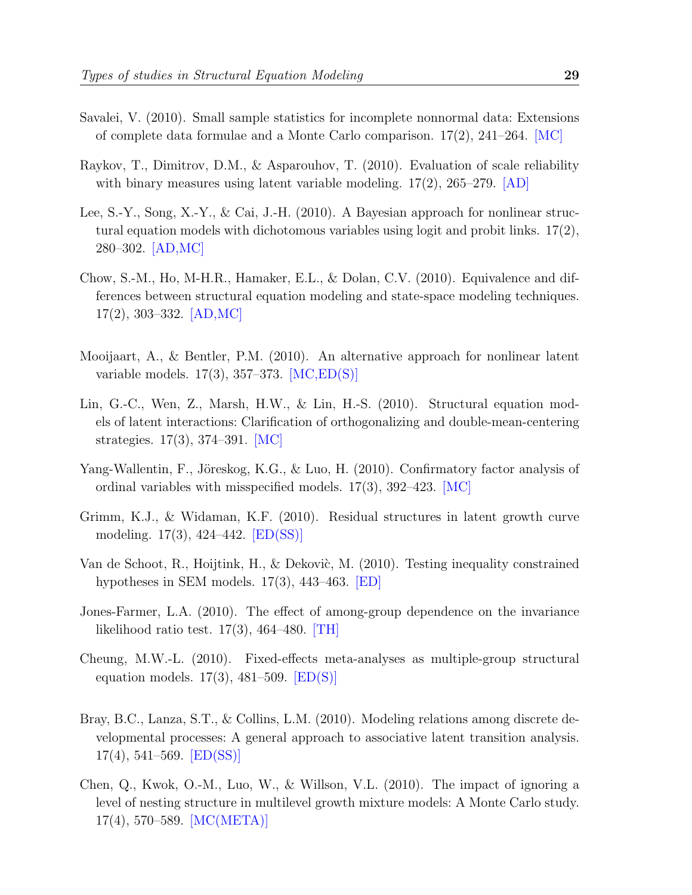Savalei, V. (2010). Small sample statistics for incomplete nonnormal data: Extensions of complete data formulae and a Monte Carlo comparison. 17(2), 241–264. [MC]

Raykov, T., Dimitrov, D.M., & Asparouhov, T. (2010). Evaluation of scale reliability with binary measures using latent variable modeling. 17(2), 265–279. [AD]

Lee, S.-Y., Song, X.-Y., & Cai, J.-H. (2010). A Bayesian approach for nonlinear structural equation models with dichotomous variables using logit and probit links. 17(2), 280–302. [AD,MC]

Chow, S.-M., Ho, M-H.R., Hamaker, E.L., & Dolan, C.V. (2010). Equivalence and differences between structural equation modeling and state-space modeling techniques. 17(2), 303–332. [AD,MC]

Mooijaart, A., & Bentler, P.M. (2010). An alternative approach for nonlinear latent variable models. 17(3), 357–373. [MC,ED(S)]

Lin, G.-C., Wen, Z., Marsh, H.W., & Lin, H.-S. (2010). Structural equation models of latent interactions: Clarification of orthogonalizing and double-mean-centering strategies. 17(3), 374–391. [MC]

Yang-Wallentin, F., Jöreskog, K.G., & Luo, H. (2010). Confirmatory factor analysis of ordinal variables with misspecified models. 17(3), 392–423. [MC]

Grimm, K.J., & Widaman, K.F. (2010). Residual structures in latent growth curve modeling. 17(3), 424–442. [ED(SS)]

Van de Schoot, R., Hoijtink, H., & Dekoviȇ, M. (2010). Testing inequality constrained hypotheses in SEM models. 17(3), 443–463. [ED]

Jones-Farmer, L.A. (2010). The effect of among-group dependence on the invariance likelihood ratio test. 17(3), 464–480. [TH]

Cheung, M.W.-L. (2010). Fixed-effects meta-analyses as multiple-group structural equation models. 17(3), 481–509. [ED(S)]

Bray, B.C., Lanza, S.T., & Collins, L.M. (2010). Modeling relations among discrete developmental processes: A general approach to associative latent transition analysis. 17(4), 541–569. [ED(SS)]

Chen, Q., Kwok, O.-M., Luo, W., & Willson, V.L. (2010). The impact of ignoring a level of nesting structure in multilevel growth mixture models: A Monte Carlo study. 17(4), 570–589. [MC(META)]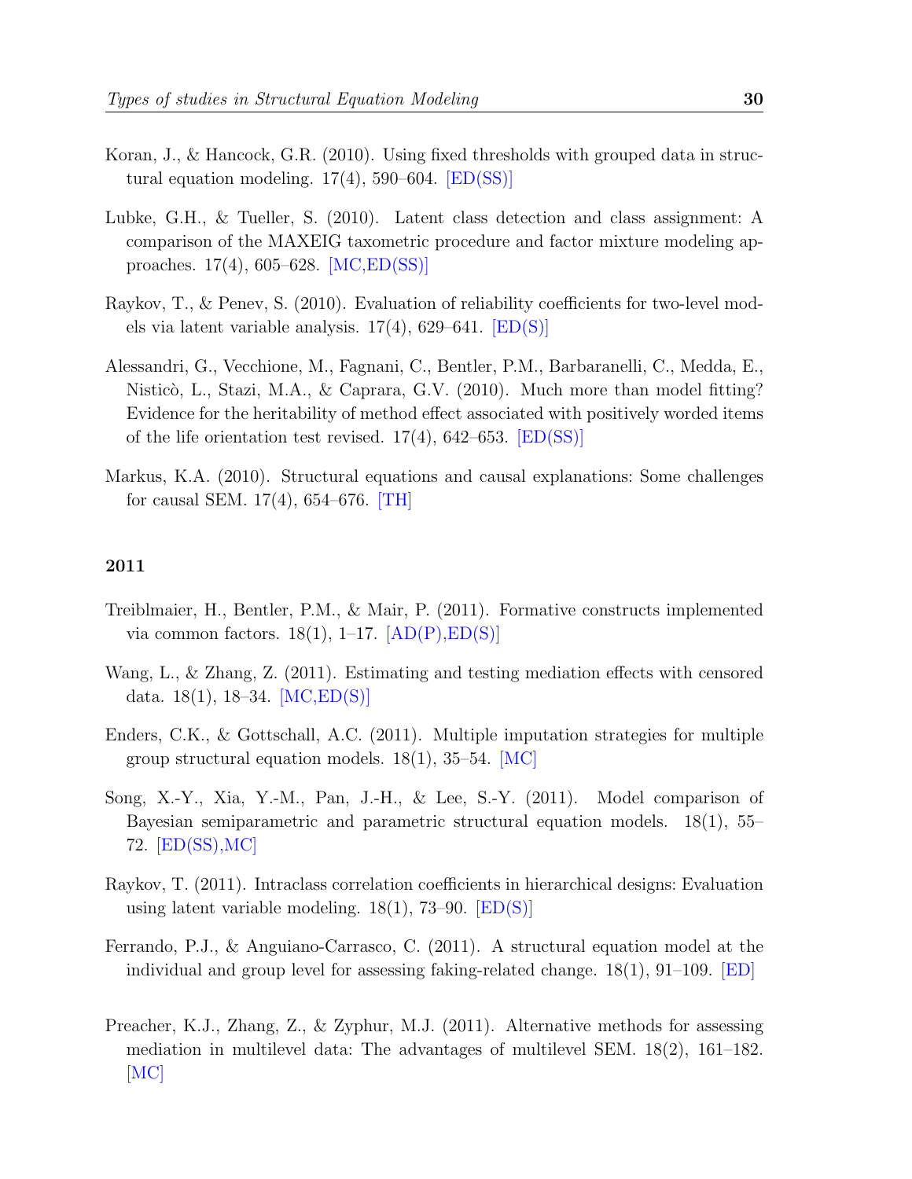Koran, J., & Hancock, G.R. (2010). Using fixed thresholds with grouped data in structural equation modeling. 17(4), 590–604. [ED(SS)]

Lubke, G.H., & Tueller, S. (2010). Latent class detection and class assignment: A comparison of the MAXEIG taxometric procedure and factor mixture modeling approaches. 17(4), 605–628. [MC,ED(SS)]

Raykov, T., & Penev, S. (2010). Evaluation of reliability coefficients for two-level models via latent variable analysis. 17(4), 629–641. [ED(S)]

Alessandri, G., Vecchione, M., Fagnani, C., Bentler, P.M., Barbaranelli, C., Medda, E., Nisticò, L., Stazi, M.A., & Caprara, G.V. (2010). Much more than model fitting? Evidence for the heritability of method effect associated with positively worded items of the life orientation test revised. 17(4), 642–653. [ED(SS)]

Markus, K.A. (2010). Structural equations and causal explanations: Some challenges for causal SEM. 17(4), 654–676. [TH]

**2011**

Treiblmaier, H., Bentler, P.M., & Mair, P. (2011). Formative constructs implemented via common factors. 18(1), 1–17. [AD(P),ED(S)]

Wang, L., & Zhang, Z. (2011). Estimating and testing mediation effects with censored data. 18(1), 18–34. [MC,ED(S)]

Enders, C.K., & Gottschall, A.C. (2011). Multiple imputation strategies for multiple group structural equation models. 18(1), 35–54. [MC]

Song, X.-Y., Xia, Y.-M., Pan, J.-H., & Lee, S.-Y. (2011). Model comparison of Bayesian semiparametric and parametric structural equation models. 18(1), 55–72. [ED(SS),MC]

Raykov, T. (2011). Intraclass correlation coefficients in hierarchical designs: Evaluation using latent variable modeling. 18(1), 73–90. [ED(S)]

Ferrando, P.J., & Anguiano-Carrasco, C. (2011). A structural equation model at the individual and group level for assessing faking-related change. 18(1), 91–109. [ED]

Preacher, K.J., Zhang, Z., & Zyphur, M.J. (2011). Alternative methods for assessing mediation in multilevel data: The advantages of multilevel SEM. 18(2), 161–182. [MC]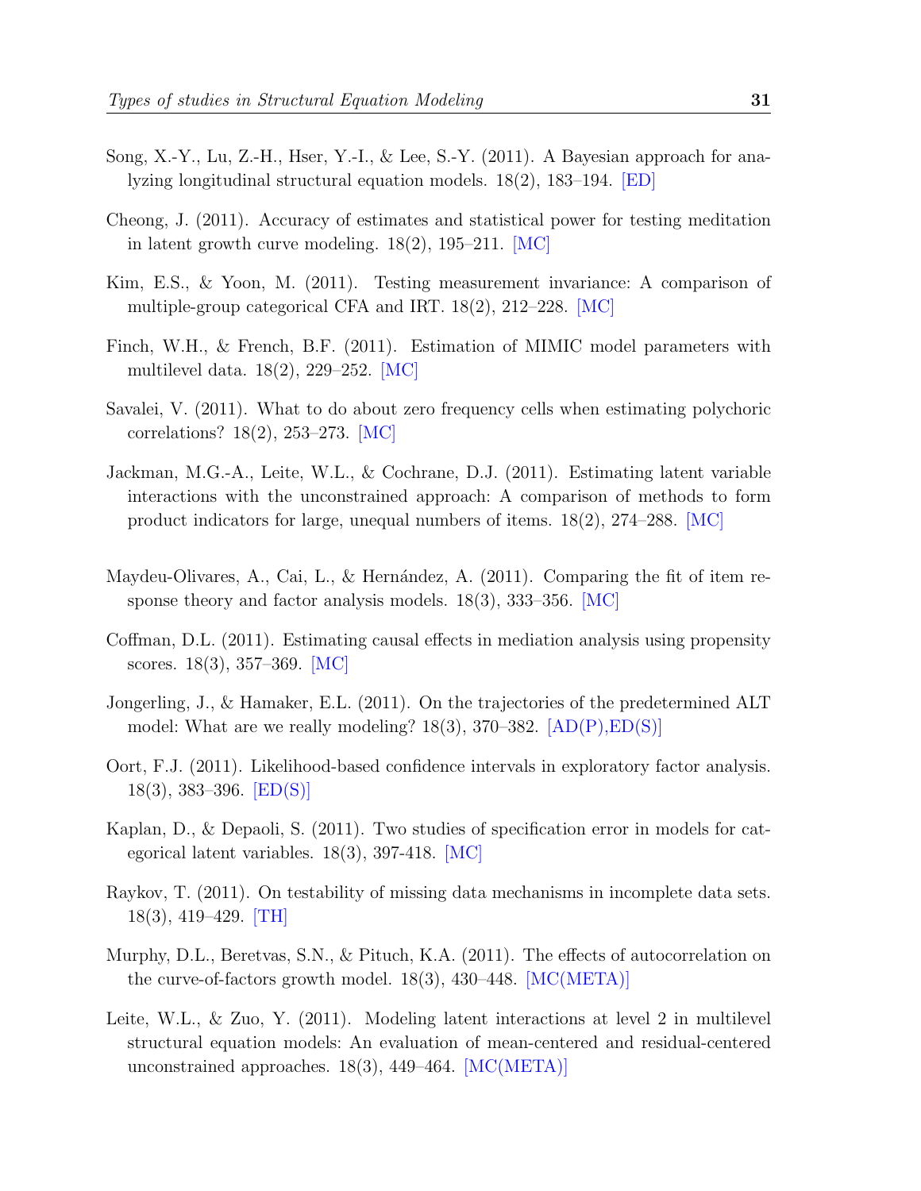Song, X.-Y., Lu, Z.-H., Hser, Y.-I., & Lee, S.-Y. (2011). A Bayesian approach for analyzing longitudinal structural equation models. 18(2), 183–194. [ED]

Cheong, J. (2011). Accuracy of estimates and statistical power for testing meditation in latent growth curve modeling. 18(2), 195–211. [MC]

Kim, E.S., & Yoon, M. (2011). Testing measurement invariance: A comparison of multiple-group categorical CFA and IRT. 18(2), 212–228. [MC]

Finch, W.H., & French, B.F. (2011). Estimation of MIMIC model parameters with multilevel data. 18(2), 229–252. [MC]

Savalei, V. (2011). What to do about zero frequency cells when estimating polychoric correlations? 18(2), 253–273. [MC]

Jackman, M.G.-A., Leite, W.L., & Cochrane, D.J. (2011). Estimating latent variable interactions with the unconstrained approach: A comparison of methods to form product indicators for large, unequal numbers of items. 18(2), 274–288. [MC]

Maydeu-Olivares, A., Cai, L., & Hernández, A. (2011). Comparing the fit of item response theory and factor analysis models. 18(3), 333–356. [MC]

Coffman, D.L. (2011). Estimating causal effects in mediation analysis using propensity scores. 18(3), 357–369. [MC]

Jongerling, J., & Hamaker, E.L. (2011). On the trajectories of the predetermined ALT model: What are we really modeling? 18(3), 370–382. [AD(P),ED(S)]

Oort, F.J. (2011). Likelihood-based confidence intervals in exploratory factor analysis. 18(3), 383–396. [ED(S)]

Kaplan, D., & Depaoli, S. (2011). Two studies of specification error in models for categorical latent variables. 18(3), 397-418. [MC]

Raykov, T. (2011). On testability of missing data mechanisms in incomplete data sets. 18(3), 419–429. [TH]

Murphy, D.L., Beretvas, S.N., & Pituch, K.A. (2011). The effects of autocorrelation on the curve-of-factors growth model. 18(3), 430–448. [MC(META)]

Leite, W.L., & Zuo, Y. (2011). Modeling latent interactions at level 2 in multilevel structural equation models: An evaluation of mean-centered and residual-centered unconstrained approaches. 18(3), 449–464. [MC(META)]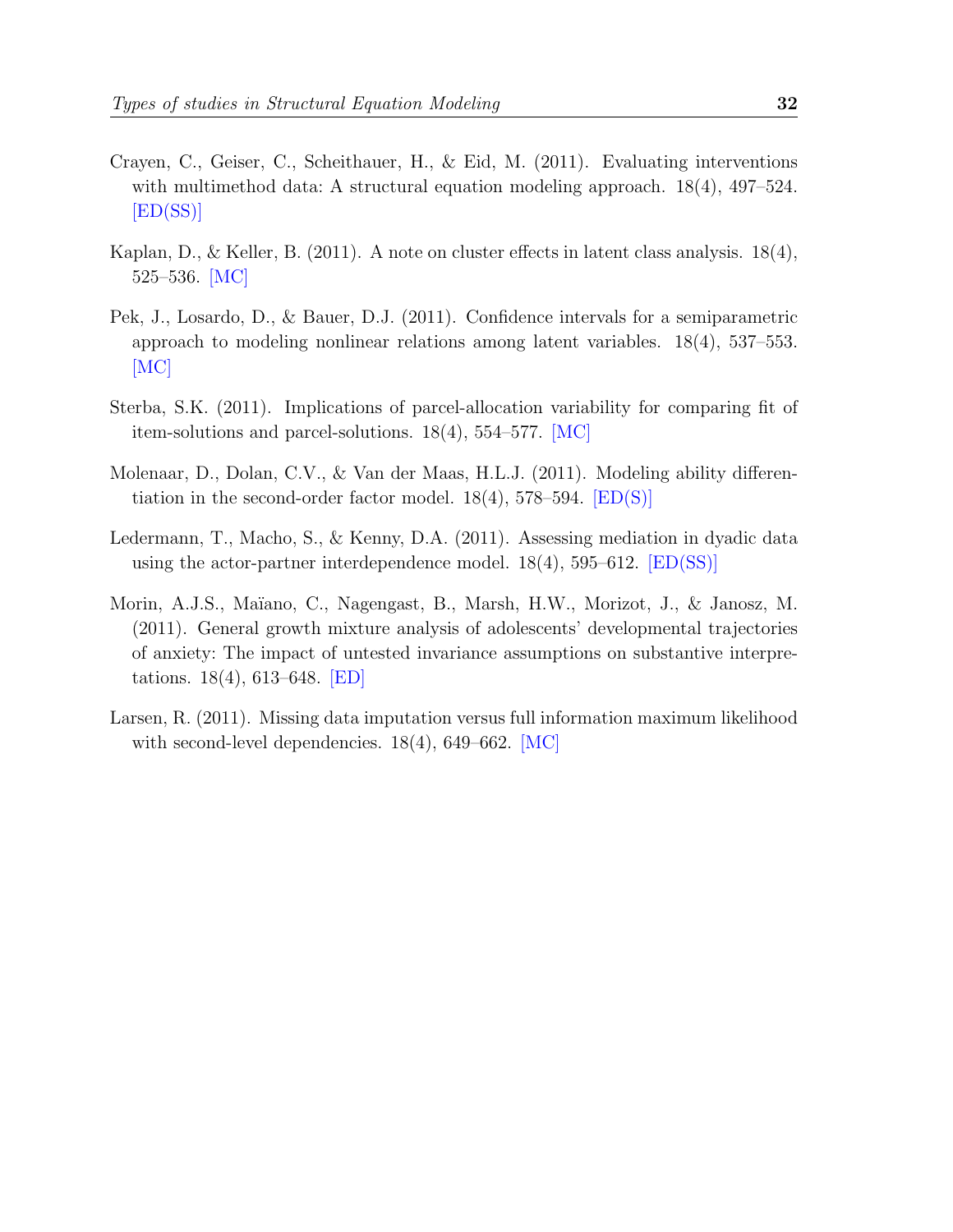Crayen, C., Geiser, C., Scheithauer, H., & Eid, M. (2011). Evaluating interventions with multimethod data: A structural equation modeling approach. 18(4), 497–524. [ED(SS)]

Kaplan, D., & Keller, B. (2011). A note on cluster effects in latent class analysis. 18(4), 525–536. [MC]

Pek, J., Losardo, D., & Bauer, D.J. (2011). Confidence intervals for a semiparametric approach to modeling nonlinear relations among latent variables. 18(4), 537–553. [MC]

Sterba, S.K. (2011). Implications of parcel-allocation variability for comparing fit of item-solutions and parcel-solutions. 18(4), 554–577. [MC]

Molenaar, D., Dolan, C.V., & Van der Maas, H.L.J. (2011). Modeling ability differentiation in the second-order factor model. 18(4), 578–594. [ED(S)]

Ledermann, T., Macho, S., & Kenny, D.A. (2011). Assessing mediation in dyadic data using the actor-partner interdependence model. 18(4), 595–612. [ED(SS)]

Morin, A.J.S., Maïano, C., Nagengast, B., Marsh, H.W., Morizot, J., & Janosz, M. (2011). General growth mixture analysis of adolescents' developmental trajectories of anxiety: The impact of untested invariance assumptions on substantive interpretations. 18(4), 613–648. [ED]

Larsen, R. (2011). Missing data imputation versus full information maximum likelihood with second-level dependencies. 18(4), 649–662. [MC]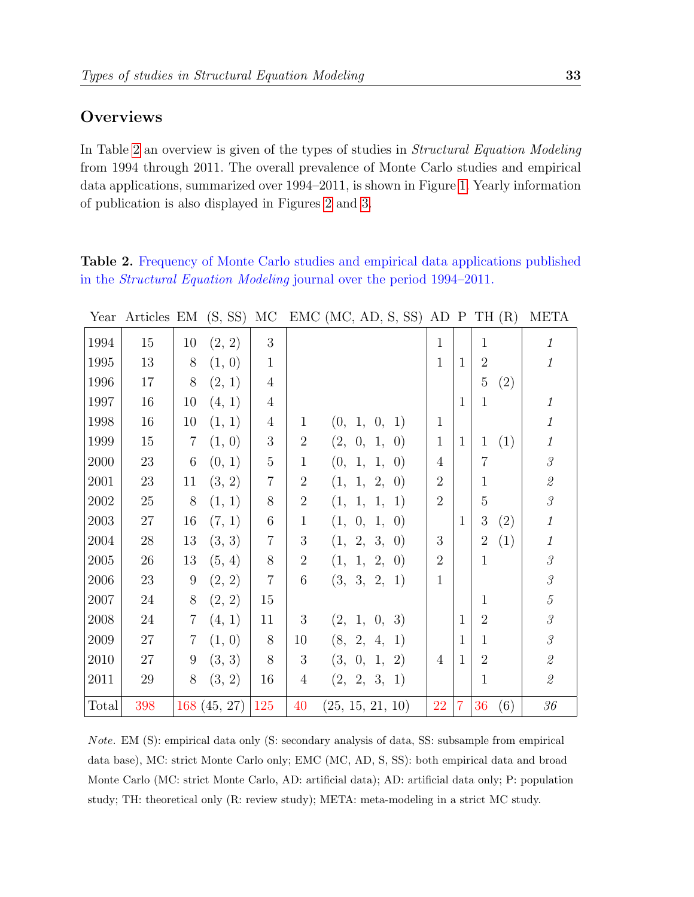## Overviews

In Table 2 an overview is given of the types of studies in *Structural Equation Modeling* from 1994 through 2011. The overall prevalence of Monte Carlo studies and empirical data applications, summarized over 1994–2011, is shown in Figure 1. Yearly information of publication is also displayed in Figures 2 and 3.

**Table 2.** Frequency of Monte Carlo studies and empirical data applications published in the *Structural Equation Modeling* journal over the period 1994–2011.

| Year | Articles | EM | (S, SS) | MC | EMC | (MC, AD, S, SS) | AD | P | TH | (R) | META |
|---|---|---|---|---|---|---|---|---|---|---|---|
| 1994 | 15 | 10 | (2, 2) | 3 | | | 1 | | 1 | | *1* |
| 1995 | 13 | 8 | (1, 0) | 1 | | | 1 | 1 | 2 | | *1* |
| 1996 | 17 | 8 | (2, 1) | 4 | | | | | 5 | (2) | |
| 1997 | 16 | 10 | (4, 1) | 4 | | | | 1 | 1 | | *1* |
| 1998 | 16 | 10 | (1, 1) | 4 | 1 | (0, 1, 0, 1) | 1 | | | | *1* |
| 1999 | 15 | 7 | (1, 0) | 3 | 2 | (2, 0, 1, 0) | 1 | 1 | 1 | (1) | *1* |
| 2000 | 23 | 6 | (0, 1) | 5 | 1 | (0, 1, 1, 0) | 4 | | 7 | | *3* |
| 2001 | 23 | 11 | (3, 2) | 7 | 2 | (1, 1, 2, 0) | 2 | | 1 | | *2* |
| 2002 | 25 | 8 | (1, 1) | 8 | 2 | (1, 1, 1, 1) | 2 | | 5 | | *3* |
| 2003 | 27 | 16 | (7, 1) | 6 | 1 | (1, 0, 1, 0) | | 1 | 3 | (2) | *1* |
| 2004 | 28 | 13 | (3, 3) | 7 | 3 | (1, 2, 3, 0) | 3 | | 2 | (1) | *1* |
| 2005 | 26 | 13 | (5, 4) | 8 | 2 | (1, 1, 2, 0) | 2 | | 1 | | *3* |
| 2006 | 23 | 9 | (2, 2) | 7 | 6 | (3, 3, 2, 1) | 1 | | | | *3* |
| 2007 | 24 | 8 | (2, 2) | 15 | | | | | 1 | | *5* |
| 2008 | 24 | 7 | (4, 1) | 11 | 3 | (2, 1, 0, 3) | | 1 | 2 | | *3* |
| 2009 | 27 | 7 | (1, 0) | 8 | 10 | (8, 2, 4, 1) | | 1 | 1 | | *3* |
| 2010 | 27 | 9 | (3, 3) | 8 | 3 | (3, 0, 1, 2) | 4 | 1 | 2 | | *2* |
| 2011 | 29 | 8 | (3, 2) | 16 | 4 | (2, 2, 3, 1) | | | 1 | | *2* |
| Total | 398 | 168 | (45, 27) | 125 | 40 | (25, 15, 21, 10) | 22 | 7 | 36 | (6) | *36* |

*Note.* EM (S): empirical data only (S: secondary analysis of data, SS: subsample from empirical data base), MC: strict Monte Carlo only; EMC (MC, AD, S, SS): both empirical data and broad Monte Carlo (MC: strict Monte Carlo, AD: artificial data); AD: artificial data only; P: population study; TH: theoretical only (R: review study); META: meta-modeling in a strict MC study.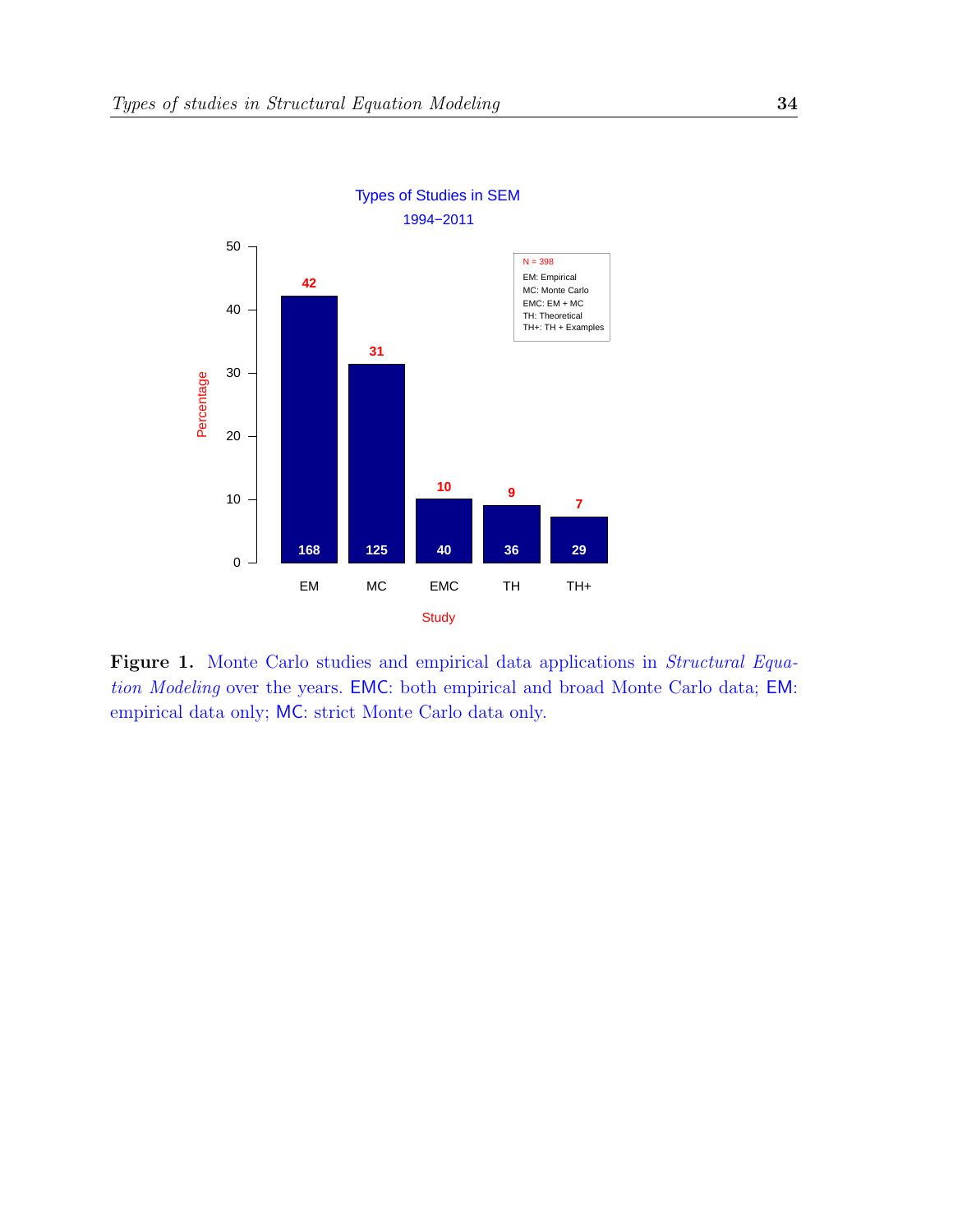**Figure 1.** Monte Carlo studies and empirical data applications in *Structural Equation Modeling* over the years. EMC: both empirical and broad Monte Carlo data; EM: empirical data only; MC: strict Monte Carlo data only.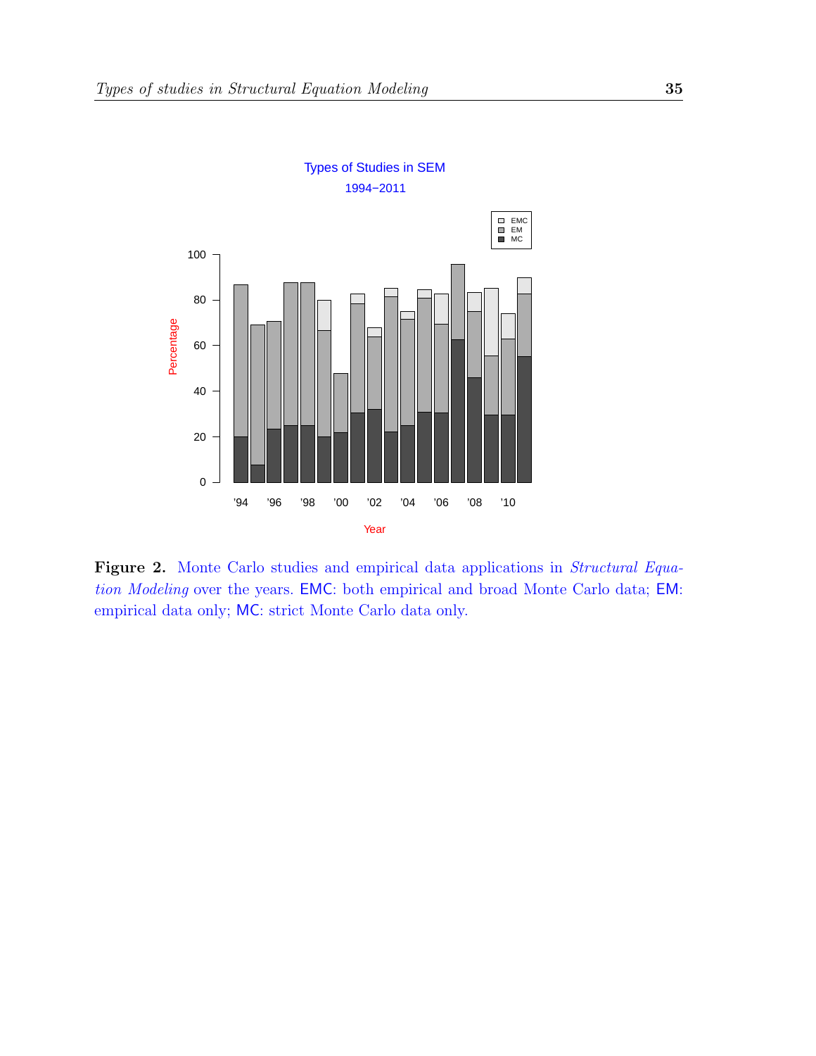**Figure 2.** Monte Carlo studies and empirical data applications in *Structural Equation Modeling* over the years. EMC: both empirical and broad Monte Carlo data; EM: empirical data only; MC: strict Monte Carlo data only.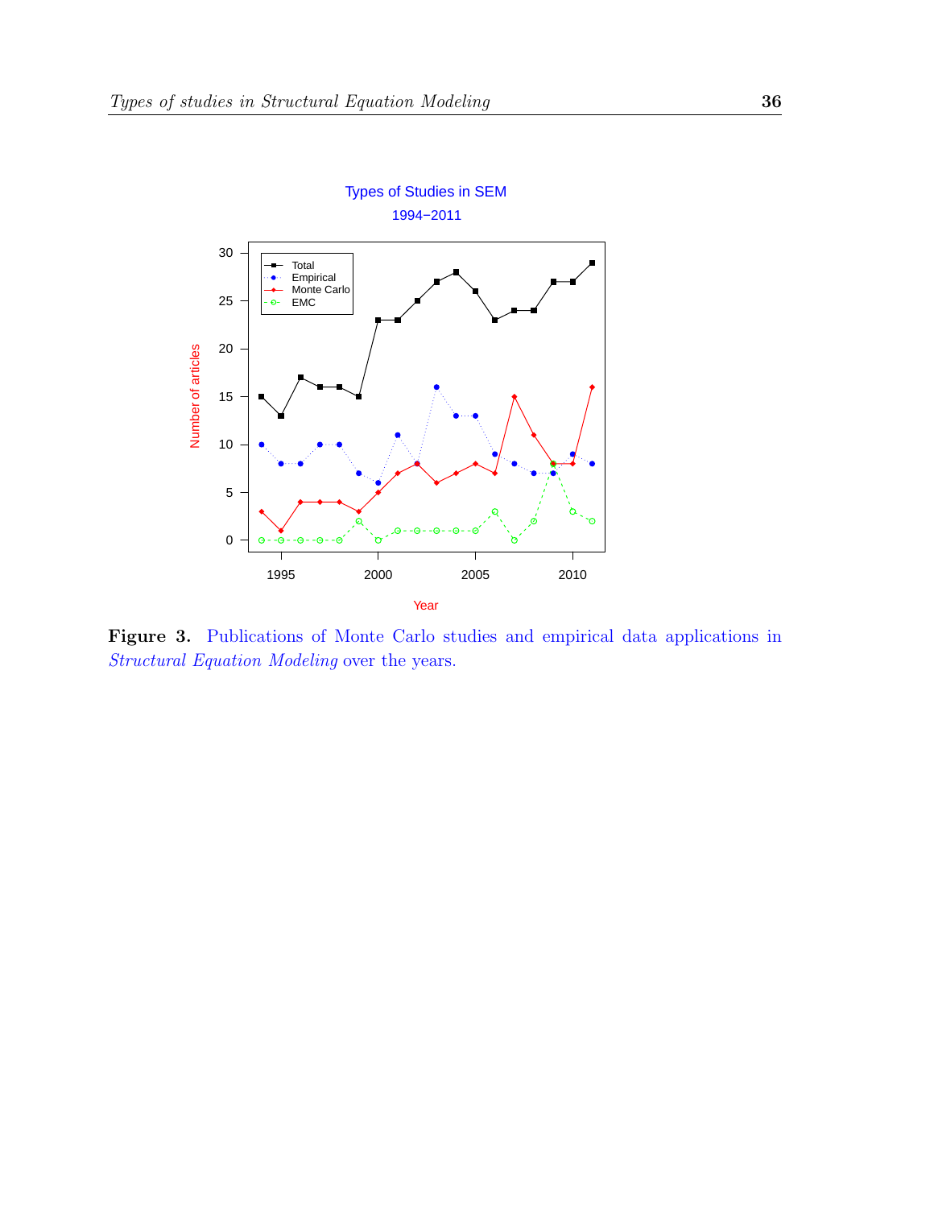**Figure 3.** Publications of Monte Carlo studies and empirical data applications in *Structural Equation Modeling* over the years.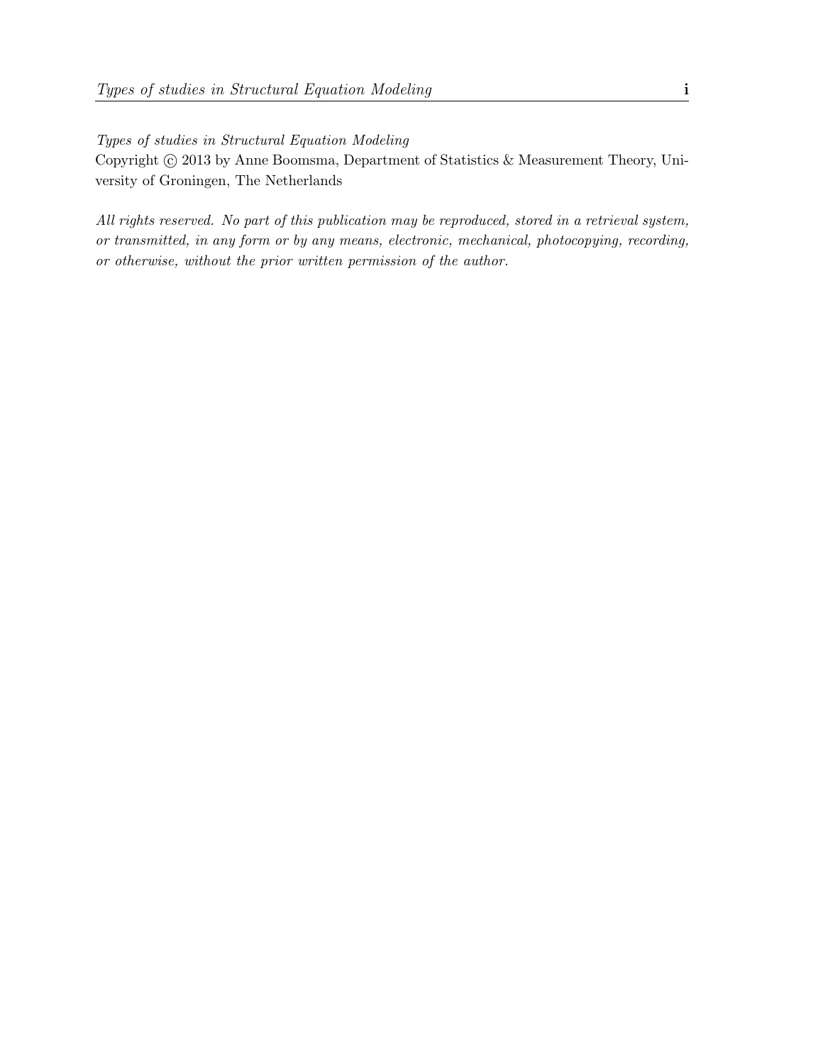*Types of studies in Structural Equation Modeling*
Copyright © 2013 by Anne Boomsma, Department of Statistics & Measurement Theory, University of Groningen, The Netherlands

*All rights reserved. No part of this publication may be reproduced, stored in a retrieval system, or transmitted, in any form or by any means, electronic, mechanical, photocopying, recording, or otherwise, without the prior written permission of the author.*